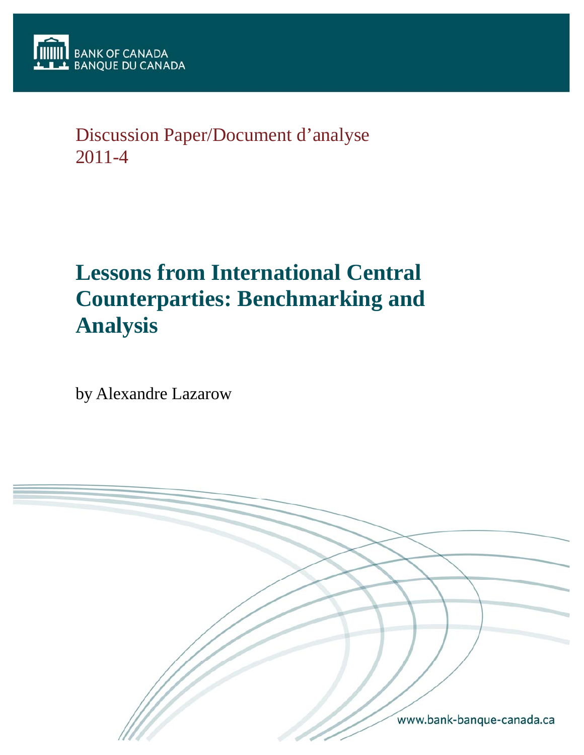BANK OF CANADA
BANQUE DU CANADA

Discussion Paper/Document d'analyse
2011-4

# Lessons from International Central Counterparties: Benchmarking and Analysis

by Alexandre Lazarow

www.bank-banque-canada.ca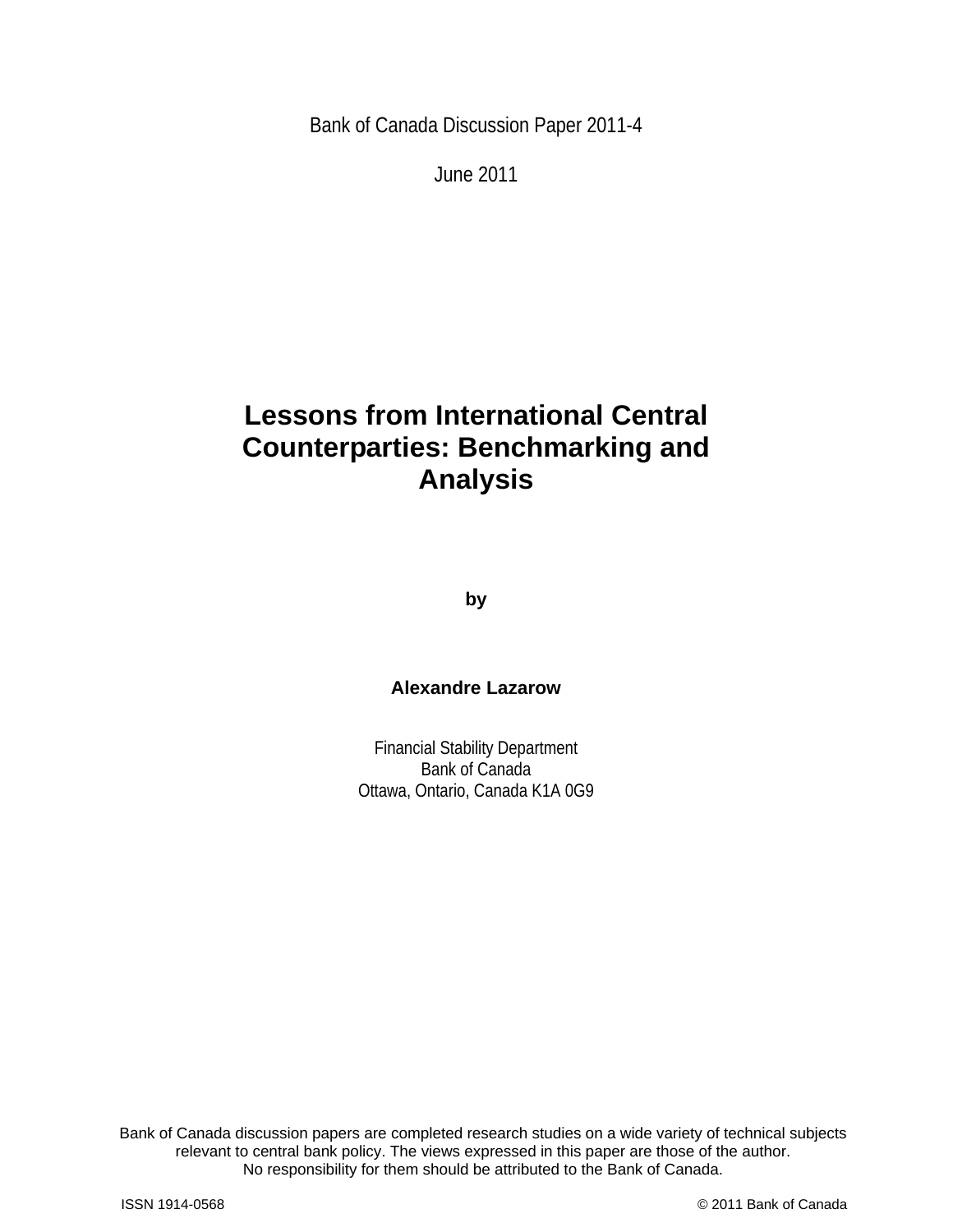Bank of Canada Discussion Paper 2011-4

June 2011

# Lessons from International Central Counterparties: Benchmarking and Analysis

**by**

**Alexandre Lazarow**

Financial Stability Department
Bank of Canada
Ottawa, Ontario, Canada K1A 0G9

Bank of Canada discussion papers are completed research studies on a wide variety of technical subjects relevant to central bank policy. The views expressed in this paper are those of the author.
No responsibility for them should be attributed to the Bank of Canada.

ISSN 1914-0568 © 2011 Bank of Canada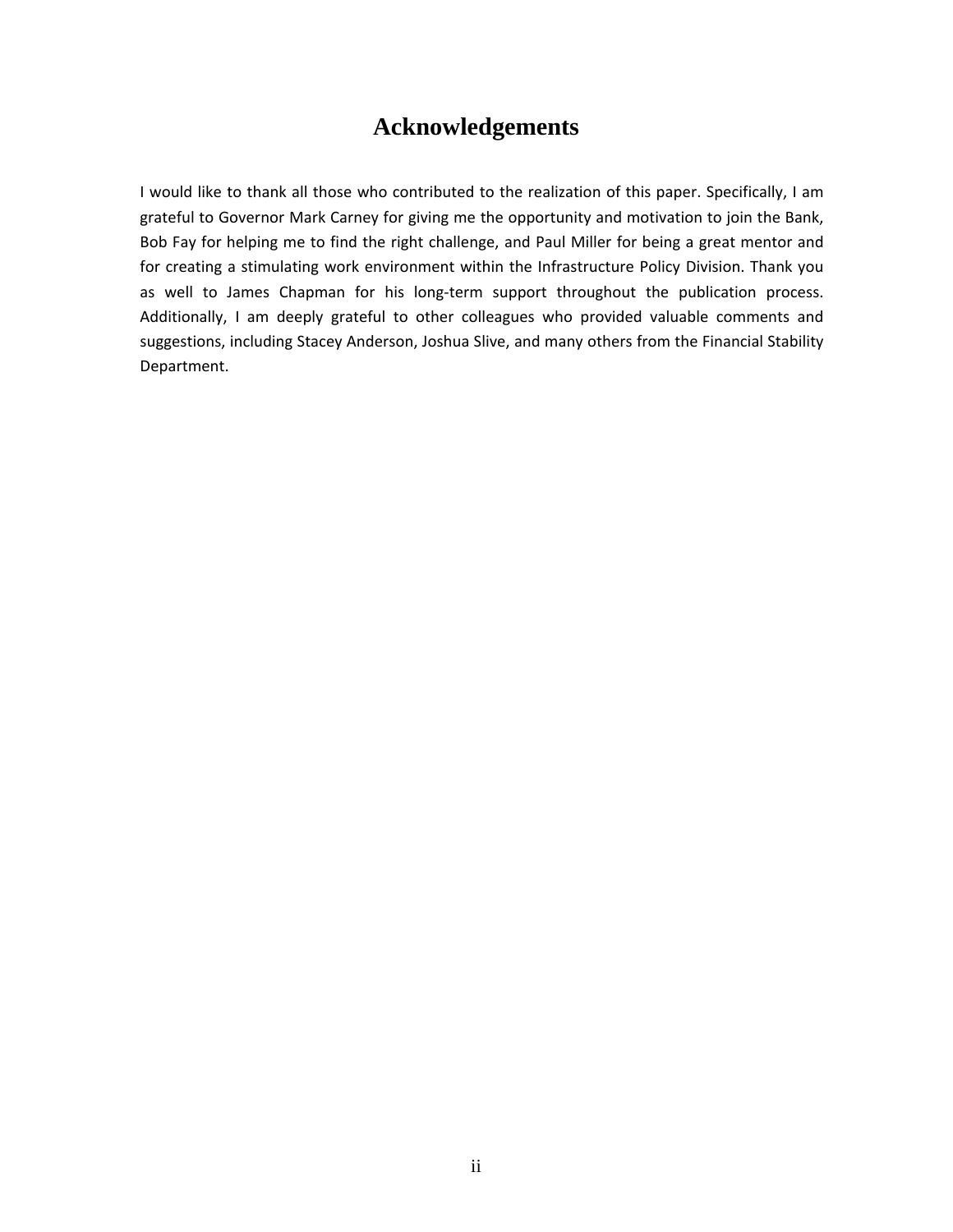# Acknowledgements

I would like to thank all those who contributed to the realization of this paper. Specifically, I am grateful to Governor Mark Carney for giving me the opportunity and motivation to join the Bank, Bob Fay for helping me to find the right challenge, and Paul Miller for being a great mentor and for creating a stimulating work environment within the Infrastructure Policy Division. Thank you as well to James Chapman for his long-term support throughout the publication process. Additionally, I am deeply grateful to other colleagues who provided valuable comments and suggestions, including Stacey Anderson, Joshua Slive, and many others from the Financial Stability Department.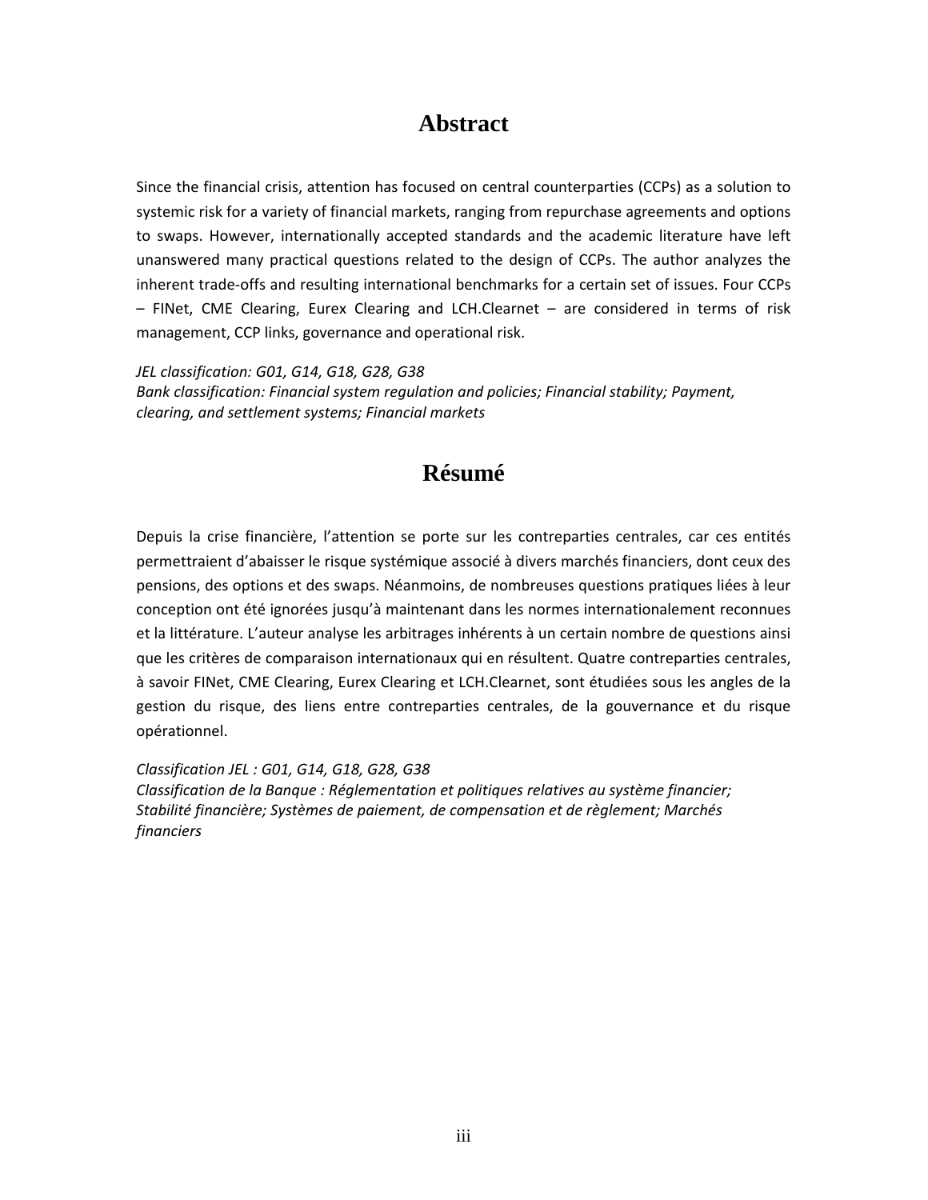# Abstract

Since the financial crisis, attention has focused on central counterparties (CCPs) as a solution to systemic risk for a variety of financial markets, ranging from repurchase agreements and options to swaps. However, internationally accepted standards and the academic literature have left unanswered many practical questions related to the design of CCPs. The author analyzes the inherent trade-offs and resulting international benchmarks for a certain set of issues. Four CCPs – FINet, CME Clearing, Eurex Clearing and LCH.Clearnet – are considered in terms of risk management, CCP links, governance and operational risk.

*JEL classification: G01, G14, G18, G28, G38*
*Bank classification: Financial system regulation and policies; Financial stability; Payment, clearing, and settlement systems; Financial markets*

# Résumé

Depuis la crise financière, l'attention se porte sur les contreparties centrales, car ces entités permettraient d'abaisser le risque systémique associé à divers marchés financiers, dont ceux des pensions, des options et des swaps. Néanmoins, de nombreuses questions pratiques liées à leur conception ont été ignorées jusqu'à maintenant dans les normes internationalement reconnues et la littérature. L'auteur analyse les arbitrages inhérents à un certain nombre de questions ainsi que les critères de comparaison internationaux qui en résultent. Quatre contreparties centrales, à savoir FINet, CME Clearing, Eurex Clearing et LCH.Clearnet, sont étudiées sous les angles de la gestion du risque, des liens entre contreparties centrales, de la gouvernance et du risque opérationnel.

*Classification JEL : G01, G14, G18, G28, G38*
*Classification de la Banque : Réglementation et politiques relatives au système financier; Stabilité financière; Systèmes de paiement, de compensation et de règlement; Marchés financiers*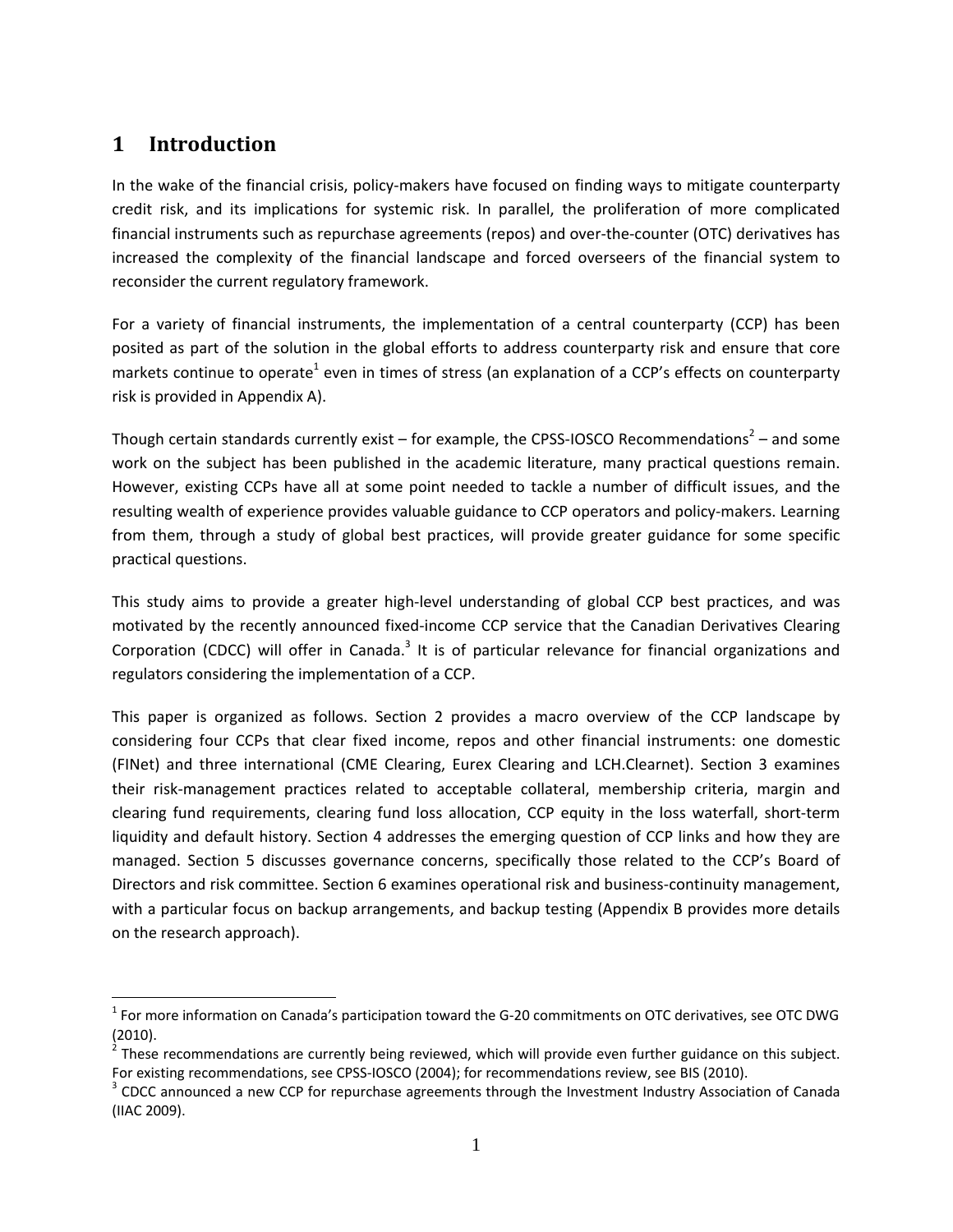# 1 Introduction

In the wake of the financial crisis, policy-makers have focused on finding ways to mitigate counterparty credit risk, and its implications for systemic risk. In parallel, the proliferation of more complicated financial instruments such as repurchase agreements (repos) and over-the-counter (OTC) derivatives has increased the complexity of the financial landscape and forced overseers of the financial system to reconsider the current regulatory framework.

For a variety of financial instruments, the implementation of a central counterparty (CCP) has been posited as part of the solution in the global efforts to address counterparty risk and ensure that core markets continue to operate[1] even in times of stress (an explanation of a CCP's effects on counterparty risk is provided in Appendix A).

Though certain standards currently exist – for example, the CPSS-IOSCO Recommendations[2] – and some work on the subject has been published in the academic literature, many practical questions remain. However, existing CCPs have all at some point needed to tackle a number of difficult issues, and the resulting wealth of experience provides valuable guidance to CCP operators and policy-makers. Learning from them, through a study of global best practices, will provide greater guidance for some specific practical questions.

This study aims to provide a greater high-level understanding of global CCP best practices, and was motivated by the recently announced fixed-income CCP service that the Canadian Derivatives Clearing Corporation (CDCC) will offer in Canada.[3] It is of particular relevance for financial organizations and regulators considering the implementation of a CCP.

This paper is organized as follows. Section 2 provides a macro overview of the CCP landscape by considering four CCPs that clear fixed income, repos and other financial instruments: one domestic (FINet) and three international (CME Clearing, Eurex Clearing and LCH.Clearnet). Section 3 examines their risk-management practices related to acceptable collateral, membership criteria, margin and clearing fund requirements, clearing fund loss allocation, CCP equity in the loss waterfall, short-term liquidity and default history. Section 4 addresses the emerging question of CCP links and how they are managed. Section 5 discusses governance concerns, specifically those related to the CCP's Board of Directors and risk committee. Section 6 examines operational risk and business-continuity management, with a particular focus on backup arrangements, and backup testing (Appendix B provides more details on the research approach).

[1] For more information on Canada's participation toward the G-20 commitments on OTC derivatives, see OTC DWG (2010).

[2] These recommendations are currently being reviewed, which will provide even further guidance on this subject. For existing recommendations, see CPSS-IOSCO (2004); for recommendations review, see BIS (2010).

[3] CDCC announced a new CCP for repurchase agreements through the Investment Industry Association of Canada (IIAC 2009).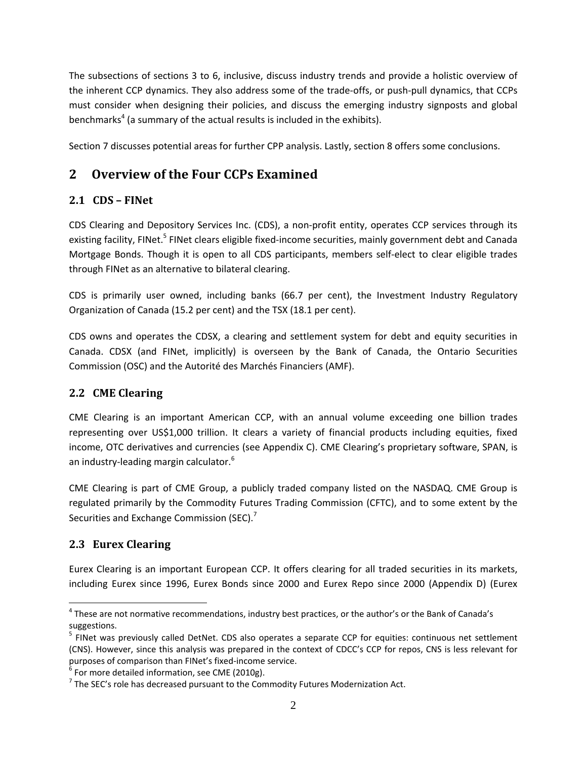The subsections of sections 3 to 6, inclusive, discuss industry trends and provide a holistic overview of the inherent CCP dynamics. They also address some of the trade-offs, or push-pull dynamics, that CCPs must consider when designing their policies, and discuss the emerging industry signposts and global benchmarks[4] (a summary of the actual results is included in the exhibits).

Section 7 discusses potential areas for further CPP analysis. Lastly, section 8 offers some conclusions.

## 2 Overview of the Four CCPs Examined

### 2.1 CDS – FINet

CDS Clearing and Depository Services Inc. (CDS), a non-profit entity, operates CCP services through its existing facility, FINet.[5] FINet clears eligible fixed-income securities, mainly government debt and Canada Mortgage Bonds. Though it is open to all CDS participants, members self-elect to clear eligible trades through FINet as an alternative to bilateral clearing.

CDS is primarily user owned, including banks (66.7 per cent), the Investment Industry Regulatory Organization of Canada (15.2 per cent) and the TSX (18.1 per cent).

CDS owns and operates the CDSX, a clearing and settlement system for debt and equity securities in Canada. CDSX (and FINet, implicitly) is overseen by the Bank of Canada, the Ontario Securities Commission (OSC) and the Autorité des Marchés Financiers (AMF).

### 2.2 CME Clearing

CME Clearing is an important American CCP, with an annual volume exceeding one billion trades representing over US$1,000 trillion. It clears a variety of financial products including equities, fixed income, OTC derivatives and currencies (see Appendix C). CME Clearing's proprietary software, SPAN, is an industry-leading margin calculator.[6]

CME Clearing is part of CME Group, a publicly traded company listed on the NASDAQ. CME Group is regulated primarily by the Commodity Futures Trading Commission (CFTC), and to some extent by the Securities and Exchange Commission (SEC).[7]

### 2.3 Eurex Clearing

Eurex Clearing is an important European CCP. It offers clearing for all traded securities in its markets, including Eurex since 1996, Eurex Bonds since 2000 and Eurex Repo since 2000 (Appendix D) (Eurex

---

[4] These are not normative recommendations, industry best practices, or the author's or the Bank of Canada's suggestions.

[5] FINet was previously called DetNet. CDS also operates a separate CCP for equities: continuous net settlement (CNS). However, since this analysis was prepared in the context of CDCC's CCP for repos, CNS is less relevant for purposes of comparison than FINet's fixed-income service.

[6] For more detailed information, see CME (2010g).

[7] The SEC's role has decreased pursuant to the Commodity Futures Modernization Act.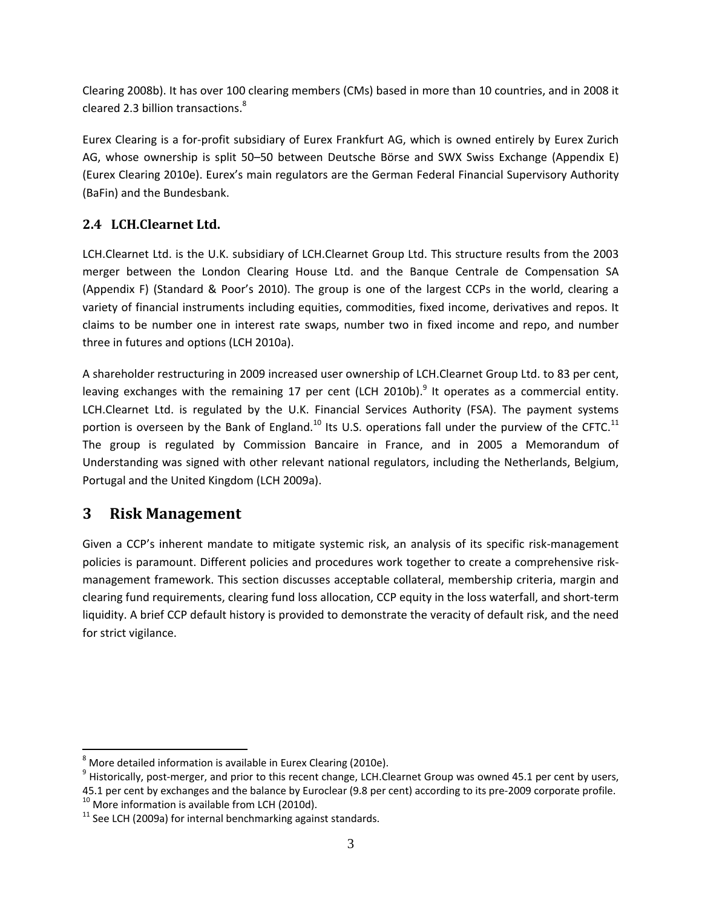Clearing 2008b). It has over 100 clearing members (CMs) based in more than 10 countries, and in 2008 it cleared 2.3 billion transactions.[8]

Eurex Clearing is a for-profit subsidiary of Eurex Frankfurt AG, which is owned entirely by Eurex Zurich AG, whose ownership is split 50–50 between Deutsche Börse and SWX Swiss Exchange (Appendix E) (Eurex Clearing 2010e). Eurex's main regulators are the German Federal Financial Supervisory Authority (BaFin) and the Bundesbank.

### 2.4 LCH.Clearnet Ltd.

LCH.Clearnet Ltd. is the U.K. subsidiary of LCH.Clearnet Group Ltd. This structure results from the 2003 merger between the London Clearing House Ltd. and the Banque Centrale de Compensation SA (Appendix F) (Standard & Poor's 2010). The group is one of the largest CCPs in the world, clearing a variety of financial instruments including equities, commodities, fixed income, derivatives and repos. It claims to be number one in interest rate swaps, number two in fixed income and repo, and number three in futures and options (LCH 2010a).

A shareholder restructuring in 2009 increased user ownership of LCH.Clearnet Group Ltd. to 83 per cent, leaving exchanges with the remaining 17 per cent (LCH 2010b).[9] It operates as a commercial entity. LCH.Clearnet Ltd. is regulated by the U.K. Financial Services Authority (FSA). The payment systems portion is overseen by the Bank of England.[10] Its U.S. operations fall under the purview of the CFTC.[11] The group is regulated by Commission Bancaire in France, and in 2005 a Memorandum of Understanding was signed with other relevant national regulators, including the Netherlands, Belgium, Portugal and the United Kingdom (LCH 2009a).

## 3 Risk Management

Given a CCP's inherent mandate to mitigate systemic risk, an analysis of its specific risk-management policies is paramount. Different policies and procedures work together to create a comprehensive risk-management framework. This section discusses acceptable collateral, membership criteria, margin and clearing fund requirements, clearing fund loss allocation, CCP equity in the loss waterfall, and short-term liquidity. A brief CCP default history is provided to demonstrate the veracity of default risk, and the need for strict vigilance.

---

[8] More detailed information is available in Eurex Clearing (2010e).

[9] Historically, post-merger, and prior to this recent change, LCH.Clearnet Group was owned 45.1 per cent by users, 45.1 per cent by exchanges and the balance by Euroclear (9.8 per cent) according to its pre-2009 corporate profile.

[10] More information is available from LCH (2010d).

[11] See LCH (2009a) for internal benchmarking against standards.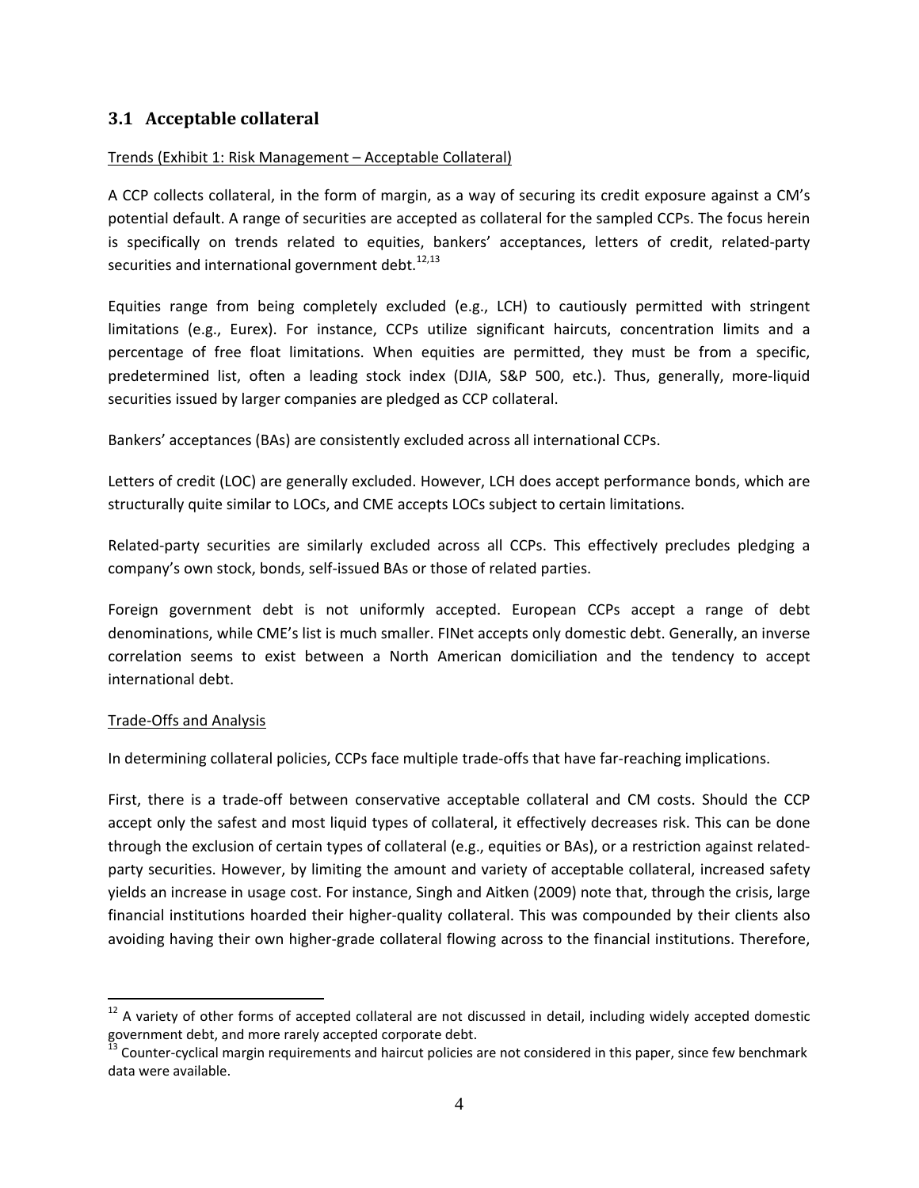## 3.1 Acceptable collateral

Trends (Exhibit 1: Risk Management – Acceptable Collateral)

A CCP collects collateral, in the form of margin, as a way of securing its credit exposure against a CM's potential default. A range of securities are accepted as collateral for the sampled CCPs. The focus herein is specifically on trends related to equities, bankers' acceptances, letters of credit, related-party securities and international government debt.[12,13]

Equities range from being completely excluded (e.g., LCH) to cautiously permitted with stringent limitations (e.g., Eurex). For instance, CCPs utilize significant haircuts, concentration limits and a percentage of free float limitations. When equities are permitted, they must be from a specific, predetermined list, often a leading stock index (DJIA, S&P 500, etc.). Thus, generally, more-liquid securities issued by larger companies are pledged as CCP collateral.

Bankers' acceptances (BAs) are consistently excluded across all international CCPs.

Letters of credit (LOC) are generally excluded. However, LCH does accept performance bonds, which are structurally quite similar to LOCs, and CME accepts LOCs subject to certain limitations.

Related-party securities are similarly excluded across all CCPs. This effectively precludes pledging a company's own stock, bonds, self-issued BAs or those of related parties.

Foreign government debt is not uniformly accepted. European CCPs accept a range of debt denominations, while CME's list is much smaller. FINet accepts only domestic debt. Generally, an inverse correlation seems to exist between a North American domiciliation and the tendency to accept international debt.

Trade-Offs and Analysis

In determining collateral policies, CCPs face multiple trade-offs that have far-reaching implications.

First, there is a trade-off between conservative acceptable collateral and CM costs. Should the CCP accept only the safest and most liquid types of collateral, it effectively decreases risk. This can be done through the exclusion of certain types of collateral (e.g., equities or BAs), or a restriction against related-party securities. However, by limiting the amount and variety of acceptable collateral, increased safety yields an increase in usage cost. For instance, Singh and Aitken (2009) note that, through the crisis, large financial institutions hoarded their higher-quality collateral. This was compounded by their clients also avoiding having their own higher-grade collateral flowing across to the financial institutions. Therefore,

---

[12] A variety of other forms of accepted collateral are not discussed in detail, including widely accepted domestic government debt, and more rarely accepted corporate debt.

[13] Counter-cyclical margin requirements and haircut policies are not considered in this paper, since few benchmark data were available.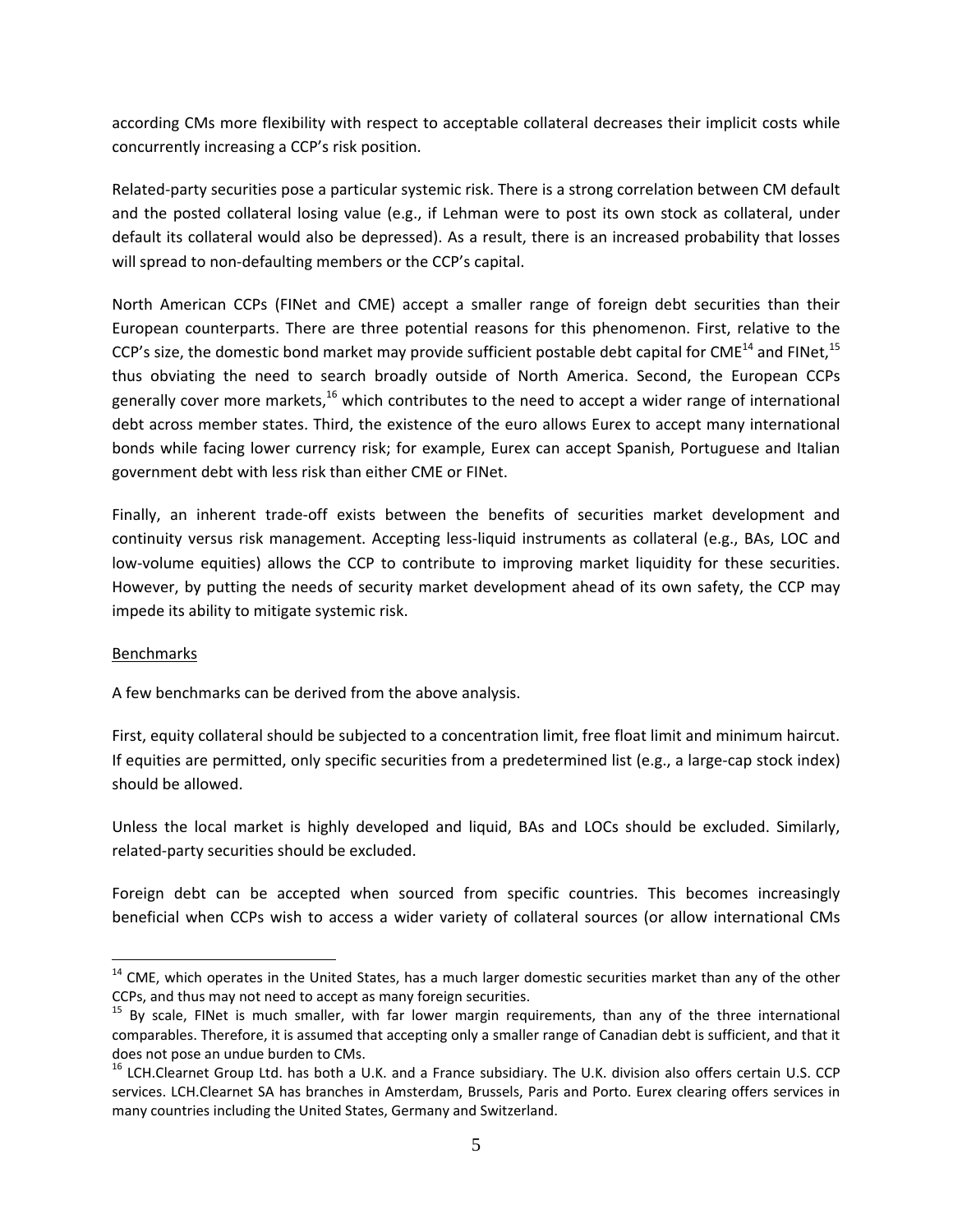according CMs more flexibility with respect to acceptable collateral decreases their implicit costs while concurrently increasing a CCP's risk position.

Related-party securities pose a particular systemic risk. There is a strong correlation between CM default and the posted collateral losing value (e.g., if Lehman were to post its own stock as collateral, under default its collateral would also be depressed). As a result, there is an increased probability that losses will spread to non-defaulting members or the CCP's capital.

North American CCPs (FINet and CME) accept a smaller range of foreign debt securities than their European counterparts. There are three potential reasons for this phenomenon. First, relative to the CCP's size, the domestic bond market may provide sufficient postable debt capital for CME[14] and FINet,[15] thus obviating the need to search broadly outside of North America. Second, the European CCPs generally cover more markets,[16] which contributes to the need to accept a wider range of international debt across member states. Third, the existence of the euro allows Eurex to accept many international bonds while facing lower currency risk; for example, Eurex can accept Spanish, Portuguese and Italian government debt with less risk than either CME or FINet.

Finally, an inherent trade-off exists between the benefits of securities market development and continuity versus risk management. Accepting less-liquid instruments as collateral (e.g., BAs, LOC and low-volume equities) allows the CCP to contribute to improving market liquidity for these securities. However, by putting the needs of security market development ahead of its own safety, the CCP may impede its ability to mitigate systemic risk.

<u>Benchmarks</u>

A few benchmarks can be derived from the above analysis.

First, equity collateral should be subjected to a concentration limit, free float limit and minimum haircut. If equities are permitted, only specific securities from a predetermined list (e.g., a large-cap stock index) should be allowed.

Unless the local market is highly developed and liquid, BAs and LOCs should be excluded. Similarly, related-party securities should be excluded.

Foreign debt can be accepted when sourced from specific countries. This becomes increasingly beneficial when CCPs wish to access a wider variety of collateral sources (or allow international CMs

---

[14] CME, which operates in the United States, has a much larger domestic securities market than any of the other CCPs, and thus may not need to accept as many foreign securities.

[15] By scale, FINet is much smaller, with far lower margin requirements, than any of the three international comparables. Therefore, it is assumed that accepting only a smaller range of Canadian debt is sufficient, and that it does not pose an undue burden to CMs.

[16] LCH.Clearnet Group Ltd. has both a U.K. and a France subsidiary. The U.K. division also offers certain U.S. CCP services. LCH.Clearnet SA has branches in Amsterdam, Brussels, Paris and Porto. Eurex clearing offers services in many countries including the United States, Germany and Switzerland.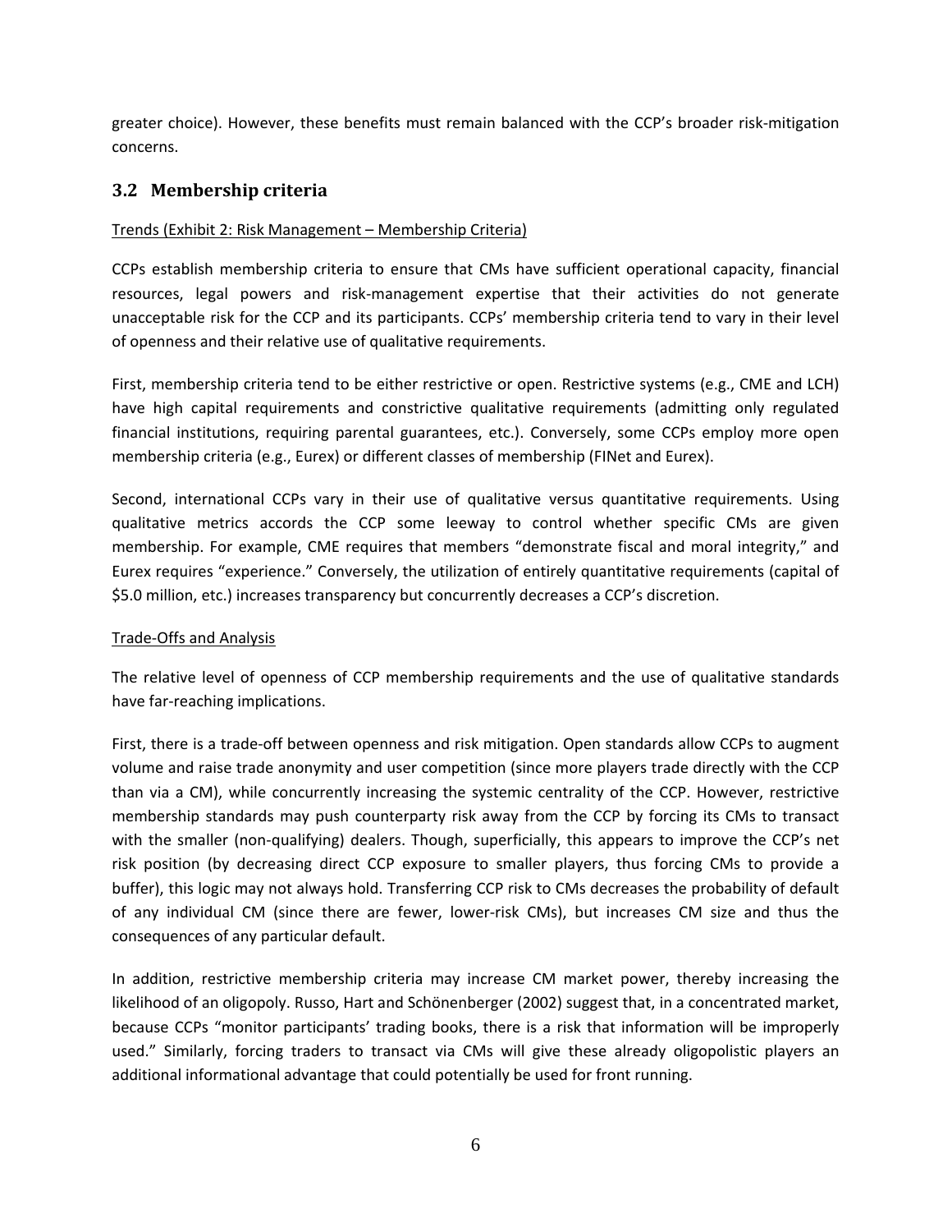greater choice). However, these benefits must remain balanced with the CCP's broader risk-mitigation concerns.

## 3.2 Membership criteria

Trends (Exhibit 2: Risk Management – Membership Criteria)

CCPs establish membership criteria to ensure that CMs have sufficient operational capacity, financial resources, legal powers and risk-management expertise that their activities do not generate unacceptable risk for the CCP and its participants. CCPs' membership criteria tend to vary in their level of openness and their relative use of qualitative requirements.

First, membership criteria tend to be either restrictive or open. Restrictive systems (e.g., CME and LCH) have high capital requirements and constrictive qualitative requirements (admitting only regulated financial institutions, requiring parental guarantees, etc.). Conversely, some CCPs employ more open membership criteria (e.g., Eurex) or different classes of membership (FINet and Eurex).

Second, international CCPs vary in their use of qualitative versus quantitative requirements. Using qualitative metrics accords the CCP some leeway to control whether specific CMs are given membership. For example, CME requires that members "demonstrate fiscal and moral integrity," and Eurex requires "experience." Conversely, the utilization of entirely quantitative requirements (capital of $5.0 million, etc.) increases transparency but concurrently decreases a CCP's discretion.

Trade-Offs and Analysis

The relative level of openness of CCP membership requirements and the use of qualitative standards have far-reaching implications.

First, there is a trade-off between openness and risk mitigation. Open standards allow CCPs to augment volume and raise trade anonymity and user competition (since more players trade directly with the CCP than via a CM), while concurrently increasing the systemic centrality of the CCP. However, restrictive membership standards may push counterparty risk away from the CCP by forcing its CMs to transact with the smaller (non-qualifying) dealers. Though, superficially, this appears to improve the CCP's net risk position (by decreasing direct CCP exposure to smaller players, thus forcing CMs to provide a buffer), this logic may not always hold. Transferring CCP risk to CMs decreases the probability of default of any individual CM (since there are fewer, lower-risk CMs), but increases CM size and thus the consequences of any particular default.

In addition, restrictive membership criteria may increase CM market power, thereby increasing the likelihood of an oligopoly. Russo, Hart and Schönenberger (2002) suggest that, in a concentrated market, because CCPs "monitor participants' trading books, there is a risk that information will be improperly used." Similarly, forcing traders to transact via CMs will give these already oligopolistic players an additional informational advantage that could potentially be used for front running.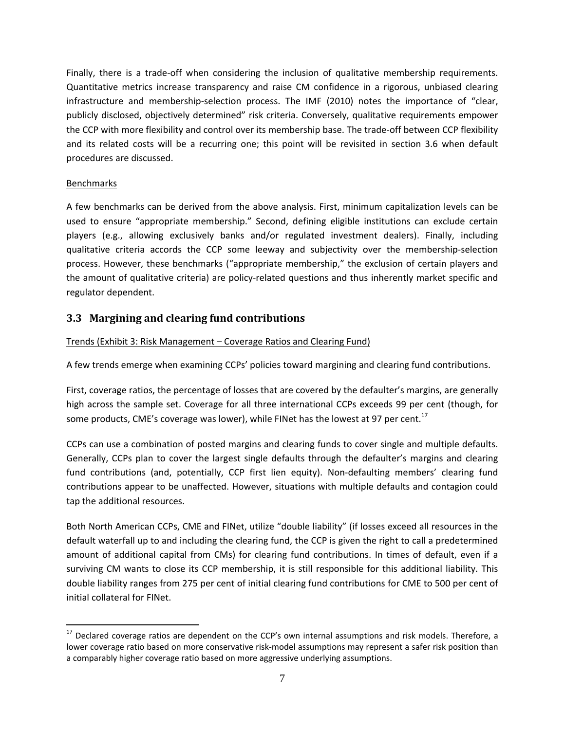Finally, there is a trade-off when considering the inclusion of qualitative membership requirements. Quantitative metrics increase transparency and raise CM confidence in a rigorous, unbiased clearing infrastructure and membership-selection process. The IMF (2010) notes the importance of "clear, publicly disclosed, objectively determined" risk criteria. Conversely, qualitative requirements empower the CCP with more flexibility and control over its membership base. The trade-off between CCP flexibility and its related costs will be a recurring one; this point will be revisited in section 3.6 when default procedures are discussed.

Benchmarks

A few benchmarks can be derived from the above analysis. First, minimum capitalization levels can be used to ensure "appropriate membership." Second, defining eligible institutions can exclude certain players (e.g., allowing exclusively banks and/or regulated investment dealers). Finally, including qualitative criteria accords the CCP some leeway and subjectivity over the membership-selection process. However, these benchmarks ("appropriate membership," the exclusion of certain players and the amount of qualitative criteria) are policy-related questions and thus inherently market specific and regulator dependent.

### 3.3 Margining and clearing fund contributions

Trends (Exhibit 3: Risk Management – Coverage Ratios and Clearing Fund)

A few trends emerge when examining CCPs' policies toward margining and clearing fund contributions.

First, coverage ratios, the percentage of losses that are covered by the defaulter's margins, are generally high across the sample set. Coverage for all three international CCPs exceeds 99 per cent (though, for some products, CME's coverage was lower), while FINet has the lowest at 97 per cent.[17]

CCPs can use a combination of posted margins and clearing funds to cover single and multiple defaults. Generally, CCPs plan to cover the largest single defaults through the defaulter's margins and clearing fund contributions (and, potentially, CCP first lien equity). Non-defaulting members' clearing fund contributions appear to be unaffected. However, situations with multiple defaults and contagion could tap the additional resources.

Both North American CCPs, CME and FINet, utilize "double liability" (if losses exceed all resources in the default waterfall up to and including the clearing fund, the CCP is given the right to call a predetermined amount of additional capital from CMs) for clearing fund contributions. In times of default, even if a surviving CM wants to close its CCP membership, it is still responsible for this additional liability. This double liability ranges from 275 per cent of initial clearing fund contributions for CME to 500 per cent of initial collateral for FINet.

[17] Declared coverage ratios are dependent on the CCP's own internal assumptions and risk models. Therefore, a lower coverage ratio based on more conservative risk-model assumptions may represent a safer risk position than a comparably higher coverage ratio based on more aggressive underlying assumptions.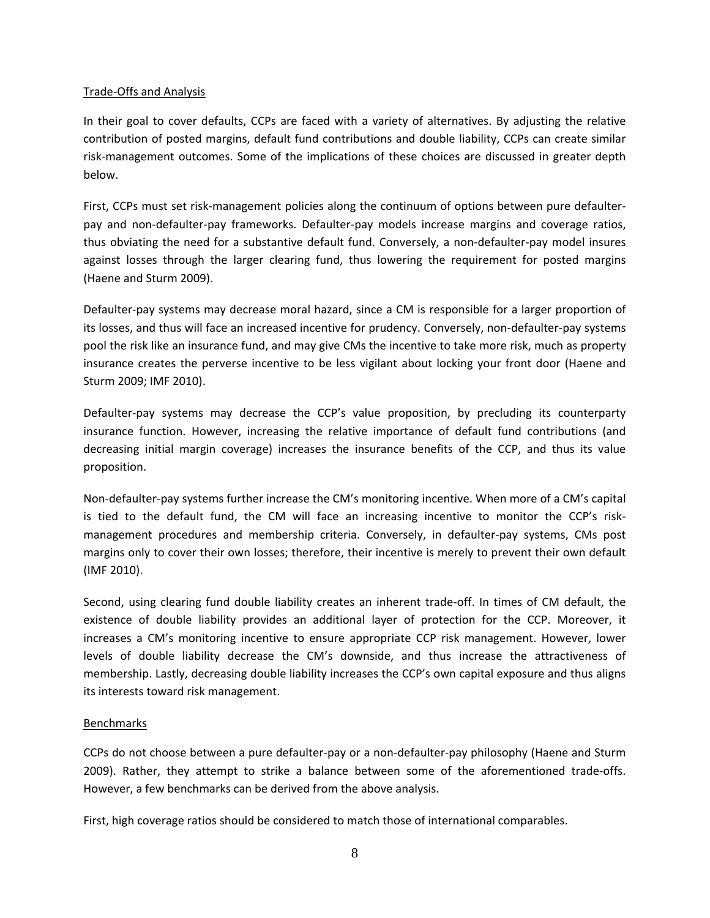## Trade-Offs and Analysis

In their goal to cover defaults, CCPs are faced with a variety of alternatives. By adjusting the relative contribution of posted margins, default fund contributions and double liability, CCPs can create similar risk-management outcomes. Some of the implications of these choices are discussed in greater depth below.

First, CCPs must set risk-management policies along the continuum of options between pure defaulter-pay and non-defaulter-pay frameworks. Defaulter-pay models increase margins and coverage ratios, thus obviating the need for a substantive default fund. Conversely, a non-defaulter-pay model insures against losses through the larger clearing fund, thus lowering the requirement for posted margins (Haene and Sturm 2009).

Defaulter-pay systems may decrease moral hazard, since a CM is responsible for a larger proportion of its losses, and thus will face an increased incentive for prudency. Conversely, non-defaulter-pay systems pool the risk like an insurance fund, and may give CMs the incentive to take more risk, much as property insurance creates the perverse incentive to be less vigilant about locking your front door (Haene and Sturm 2009; IMF 2010).

Defaulter-pay systems may decrease the CCP's value proposition, by precluding its counterparty insurance function. However, increasing the relative importance of default fund contributions (and decreasing initial margin coverage) increases the insurance benefits of the CCP, and thus its value proposition.

Non-defaulter-pay systems further increase the CM's monitoring incentive. When more of a CM's capital is tied to the default fund, the CM will face an increasing incentive to monitor the CCP's risk-management procedures and membership criteria. Conversely, in defaulter-pay systems, CMs post margins only to cover their own losses; therefore, their incentive is merely to prevent their own default (IMF 2010).

Second, using clearing fund double liability creates an inherent trade-off. In times of CM default, the existence of double liability provides an additional layer of protection for the CCP. Moreover, it increases a CM's monitoring incentive to ensure appropriate CCP risk management. However, lower levels of double liability decrease the CM's downside, and thus increase the attractiveness of membership. Lastly, decreasing double liability increases the CCP's own capital exposure and thus aligns its interests toward risk management.

## Benchmarks

CCPs do not choose between a pure defaulter-pay or a non-defaulter-pay philosophy (Haene and Sturm 2009). Rather, they attempt to strike a balance between some of the aforementioned trade-offs. However, a few benchmarks can be derived from the above analysis.

First, high coverage ratios should be considered to match those of international comparables.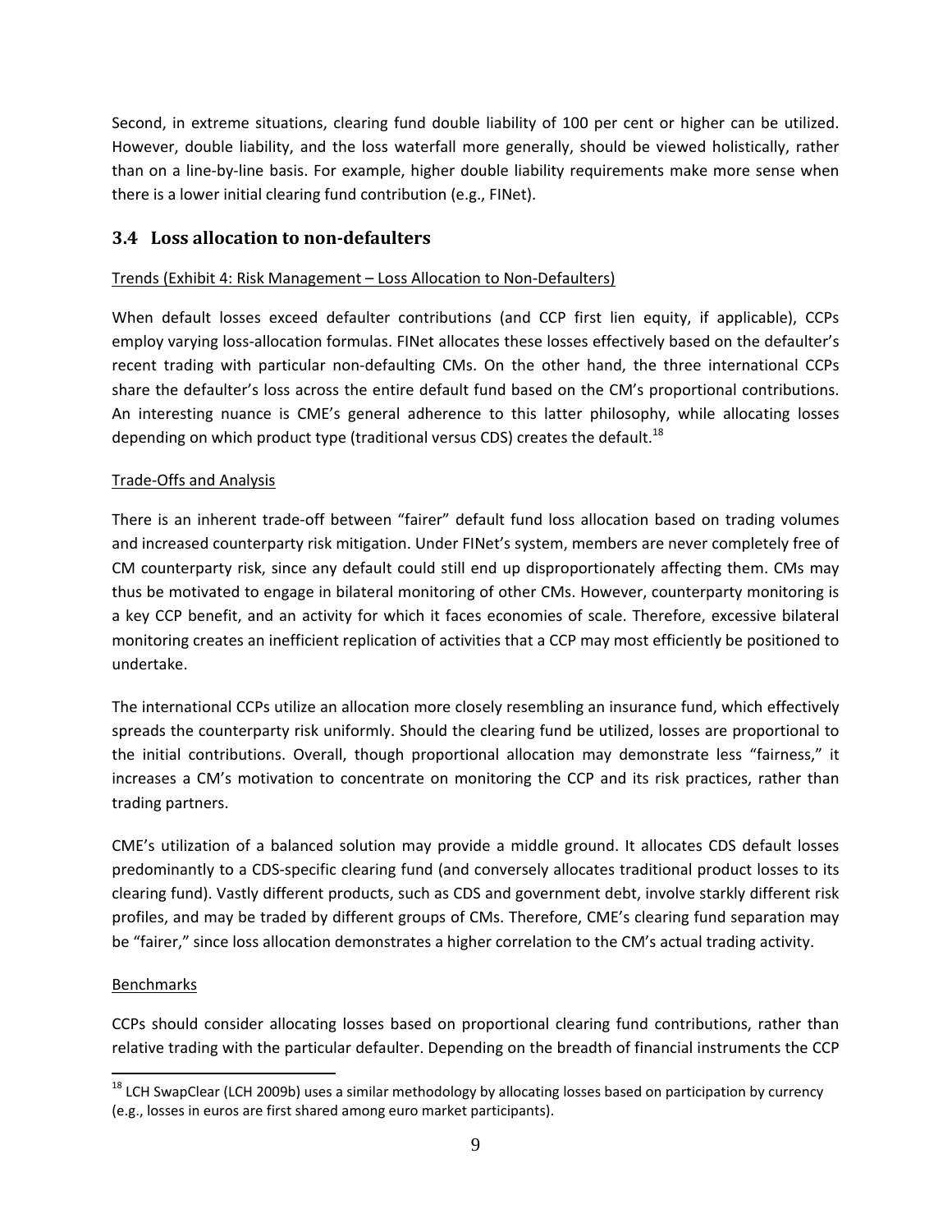Second, in extreme situations, clearing fund double liability of 100 per cent or higher can be utilized. However, double liability, and the loss waterfall more generally, should be viewed holistically, rather than on a line-by-line basis. For example, higher double liability requirements make more sense when there is a lower initial clearing fund contribution (e.g., FINet).

## 3.4 Loss allocation to non-defaulters

Trends (Exhibit 4: Risk Management – Loss Allocation to Non-Defaulters)

When default losses exceed defaulter contributions (and CCP first lien equity, if applicable), CCPs employ varying loss-allocation formulas. FINet allocates these losses effectively based on the defaulter's recent trading with particular non-defaulting CMs. On the other hand, the three international CCPs share the defaulter's loss across the entire default fund based on the CM's proportional contributions. An interesting nuance is CME's general adherence to this latter philosophy, while allocating losses depending on which product type (traditional versus CDS) creates the default.[18]

Trade-Offs and Analysis

There is an inherent trade-off between "fairer" default fund loss allocation based on trading volumes and increased counterparty risk mitigation. Under FINet's system, members are never completely free of CM counterparty risk, since any default could still end up disproportionately affecting them. CMs may thus be motivated to engage in bilateral monitoring of other CMs. However, counterparty monitoring is a key CCP benefit, and an activity for which it faces economies of scale. Therefore, excessive bilateral monitoring creates an inefficient replication of activities that a CCP may most efficiently be positioned to undertake.

The international CCPs utilize an allocation more closely resembling an insurance fund, which effectively spreads the counterparty risk uniformly. Should the clearing fund be utilized, losses are proportional to the initial contributions. Overall, though proportional allocation may demonstrate less "fairness," it increases a CM's motivation to concentrate on monitoring the CCP and its risk practices, rather than trading partners.

CME's utilization of a balanced solution may provide a middle ground. It allocates CDS default losses predominantly to a CDS-specific clearing fund (and conversely allocates traditional product losses to its clearing fund). Vastly different products, such as CDS and government debt, involve starkly different risk profiles, and may be traded by different groups of CMs. Therefore, CME's clearing fund separation may be "fairer," since loss allocation demonstrates a higher correlation to the CM's actual trading activity.

Benchmarks

CCPs should consider allocating losses based on proportional clearing fund contributions, rather than relative trading with the particular defaulter. Depending on the breadth of financial instruments the CCP

[18] LCH SwapClear (LCH 2009b) uses a similar methodology by allocating losses based on participation by currency (e.g., losses in euros are first shared among euro market participants).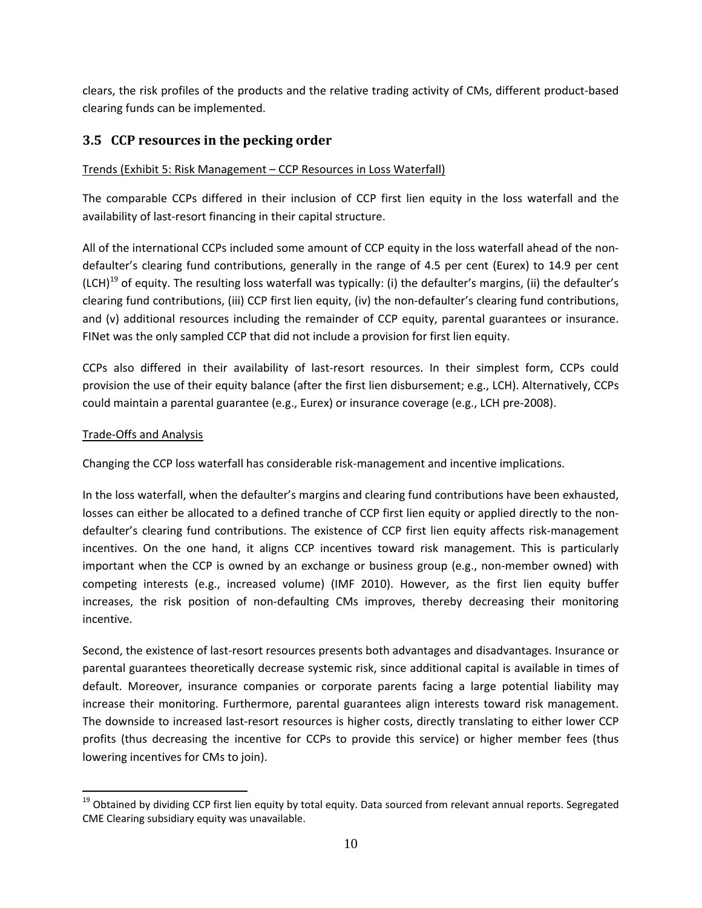clears, the risk profiles of the products and the relative trading activity of CMs, different product-based clearing funds can be implemented.

## 3.5 CCP resources in the pecking order

Trends (Exhibit 5: Risk Management – CCP Resources in Loss Waterfall)

The comparable CCPs differed in their inclusion of CCP first lien equity in the loss waterfall and the availability of last-resort financing in their capital structure.

All of the international CCPs included some amount of CCP equity in the loss waterfall ahead of the non-defaulter's clearing fund contributions, generally in the range of 4.5 per cent (Eurex) to 14.9 per cent (LCH)[19] of equity. The resulting loss waterfall was typically: (i) the defaulter's margins, (ii) the defaulter's clearing fund contributions, (iii) CCP first lien equity, (iv) the non-defaulter's clearing fund contributions, and (v) additional resources including the remainder of CCP equity, parental guarantees or insurance. FINet was the only sampled CCP that did not include a provision for first lien equity.

CCPs also differed in their availability of last-resort resources. In their simplest form, CCPs could provision the use of their equity balance (after the first lien disbursement; e.g., LCH). Alternatively, CCPs could maintain a parental guarantee (e.g., Eurex) or insurance coverage (e.g., LCH pre-2008).

Trade-Offs and Analysis

Changing the CCP loss waterfall has considerable risk-management and incentive implications.

In the loss waterfall, when the defaulter's margins and clearing fund contributions have been exhausted, losses can either be allocated to a defined tranche of CCP first lien equity or applied directly to the non-defaulter's clearing fund contributions. The existence of CCP first lien equity affects risk-management incentives. On the one hand, it aligns CCP incentives toward risk management. This is particularly important when the CCP is owned by an exchange or business group (e.g., non-member owned) with competing interests (e.g., increased volume) (IMF 2010). However, as the first lien equity buffer increases, the risk position of non-defaulting CMs improves, thereby decreasing their monitoring incentive.

Second, the existence of last-resort resources presents both advantages and disadvantages. Insurance or parental guarantees theoretically decrease systemic risk, since additional capital is available in times of default. Moreover, insurance companies or corporate parents facing a large potential liability may increase their monitoring. Furthermore, parental guarantees align interests toward risk management. The downside to increased last-resort resources is higher costs, directly translating to either lower CCP profits (thus decreasing the incentive for CCPs to provide this service) or higher member fees (thus lowering incentives for CMs to join).

[19] Obtained by dividing CCP first lien equity by total equity. Data sourced from relevant annual reports. Segregated CME Clearing subsidiary equity was unavailable.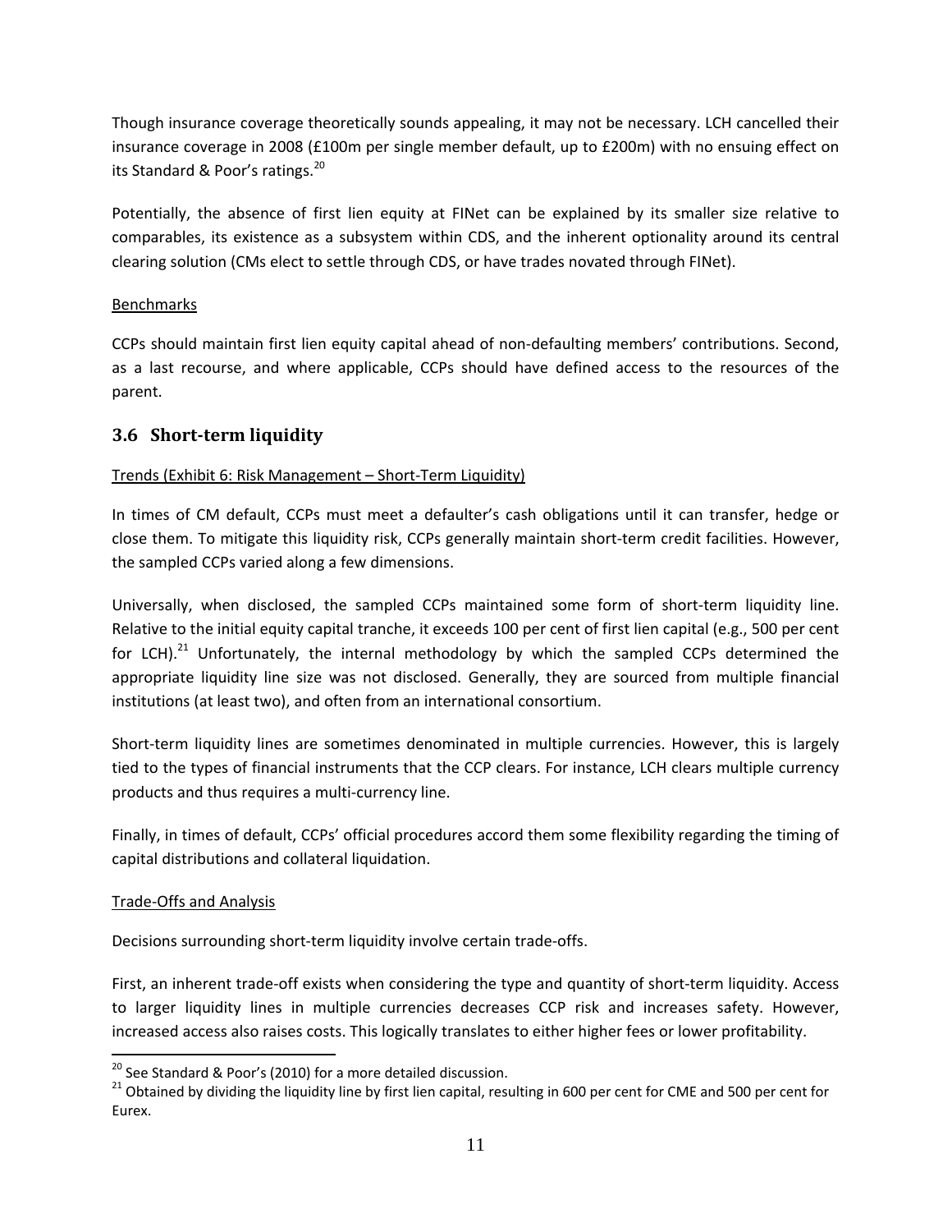Though insurance coverage theoretically sounds appealing, it may not be necessary. LCH cancelled their insurance coverage in 2008 (£100m per single member default, up to £200m) with no ensuing effect on its Standard & Poor's ratings.[20]

Potentially, the absence of first lien equity at FINet can be explained by its smaller size relative to comparables, its existence as a subsystem within CDS, and the inherent optionality around its central clearing solution (CMs elect to settle through CDS, or have trades novated through FINet).

<u>Benchmarks</u>

CCPs should maintain first lien equity capital ahead of non-defaulting members' contributions. Second, as a last recourse, and where applicable, CCPs should have defined access to the resources of the parent.

### 3.6 Short-term liquidity

<u>Trends (Exhibit 6: Risk Management – Short-Term Liquidity)</u>

In times of CM default, CCPs must meet a defaulter's cash obligations until it can transfer, hedge or close them. To mitigate this liquidity risk, CCPs generally maintain short-term credit facilities. However, the sampled CCPs varied along a few dimensions.

Universally, when disclosed, the sampled CCPs maintained some form of short-term liquidity line. Relative to the initial equity capital tranche, it exceeds 100 per cent of first lien capital (e.g., 500 per cent for LCH).[21] Unfortunately, the internal methodology by which the sampled CCPs determined the appropriate liquidity line size was not disclosed. Generally, they are sourced from multiple financial institutions (at least two), and often from an international consortium.

Short-term liquidity lines are sometimes denominated in multiple currencies. However, this is largely tied to the types of financial instruments that the CCP clears. For instance, LCH clears multiple currency products and thus requires a multi-currency line.

Finally, in times of default, CCPs' official procedures accord them some flexibility regarding the timing of capital distributions and collateral liquidation.

<u>Trade-Offs and Analysis</u>

Decisions surrounding short-term liquidity involve certain trade-offs.

First, an inherent trade-off exists when considering the type and quantity of short-term liquidity. Access to larger liquidity lines in multiple currencies decreases CCP risk and increases safety. However, increased access also raises costs. This logically translates to either higher fees or lower profitability.

---

[20] See Standard & Poor's (2010) for a more detailed discussion.

[21] Obtained by dividing the liquidity line by first lien capital, resulting in 600 per cent for CME and 500 per cent for Eurex.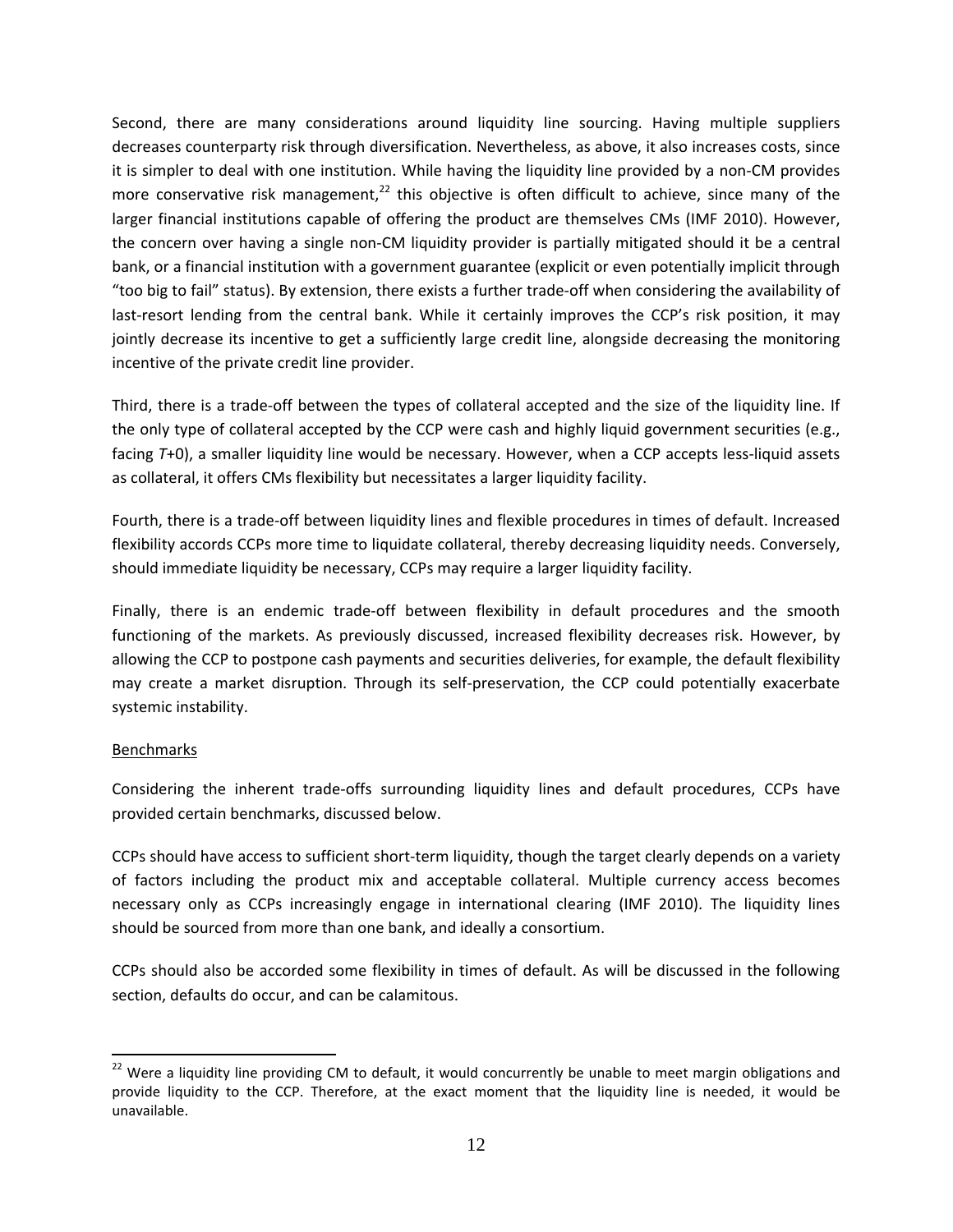Second, there are many considerations around liquidity line sourcing. Having multiple suppliers decreases counterparty risk through diversification. Nevertheless, as above, it also increases costs, since it is simpler to deal with one institution. While having the liquidity line provided by a non-CM provides more conservative risk management,[22] this objective is often difficult to achieve, since many of the larger financial institutions capable of offering the product are themselves CMs (IMF 2010). However, the concern over having a single non-CM liquidity provider is partially mitigated should it be a central bank, or a financial institution with a government guarantee (explicit or even potentially implicit through "too big to fail" status). By extension, there exists a further trade-off when considering the availability of last-resort lending from the central bank. While it certainly improves the CCP's risk position, it may jointly decrease its incentive to get a sufficiently large credit line, alongside decreasing the monitoring incentive of the private credit line provider.

Third, there is a trade-off between the types of collateral accepted and the size of the liquidity line. If the only type of collateral accepted by the CCP were cash and highly liquid government securities (e.g., facing *T*+0), a smaller liquidity line would be necessary. However, when a CCP accepts less-liquid assets as collateral, it offers CMs flexibility but necessitates a larger liquidity facility.

Fourth, there is a trade-off between liquidity lines and flexible procedures in times of default. Increased flexibility accords CCPs more time to liquidate collateral, thereby decreasing liquidity needs. Conversely, should immediate liquidity be necessary, CCPs may require a larger liquidity facility.

Finally, there is an endemic trade-off between flexibility in default procedures and the smooth functioning of the markets. As previously discussed, increased flexibility decreases risk. However, by allowing the CCP to postpone cash payments and securities deliveries, for example, the default flexibility may create a market disruption. Through its self-preservation, the CCP could potentially exacerbate systemic instability.

Benchmarks

Considering the inherent trade-offs surrounding liquidity lines and default procedures, CCPs have provided certain benchmarks, discussed below.

CCPs should have access to sufficient short-term liquidity, though the target clearly depends on a variety of factors including the product mix and acceptable collateral. Multiple currency access becomes necessary only as CCPs increasingly engage in international clearing (IMF 2010). The liquidity lines should be sourced from more than one bank, and ideally a consortium.

CCPs should also be accorded some flexibility in times of default. As will be discussed in the following section, defaults do occur, and can be calamitous.

[22] Were a liquidity line providing CM to default, it would concurrently be unable to meet margin obligations and provide liquidity to the CCP. Therefore, at the exact moment that the liquidity line is needed, it would be unavailable.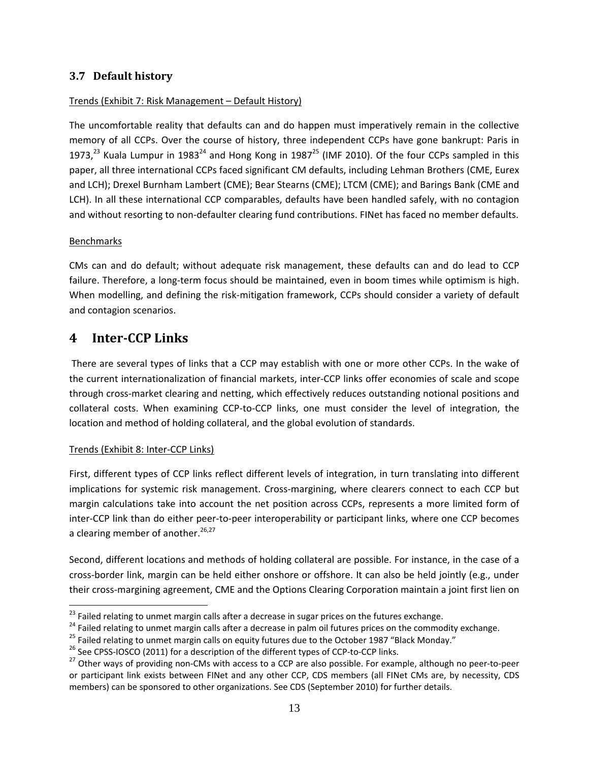### 3.7 Default history

Trends (Exhibit 7: Risk Management – Default History)

The uncomfortable reality that defaults can and do happen must imperatively remain in the collective memory of all CCPs. Over the course of history, three independent CCPs have gone bankrupt: Paris in 1973,[23] Kuala Lumpur in 1983[24] and Hong Kong in 1987[25] (IMF 2010). Of the four CCPs sampled in this paper, all three international CCPs faced significant CM defaults, including Lehman Brothers (CME, Eurex and LCH); Drexel Burnham Lambert (CME); Bear Stearns (CME); LTCM (CME); and Barings Bank (CME and LCH). In all these international CCP comparables, defaults have been handled safely, with no contagion and without resorting to non-defaulter clearing fund contributions. FINet has faced no member defaults.

Benchmarks

CMs can and do default; without adequate risk management, these defaults can and do lead to CCP failure. Therefore, a long-term focus should be maintained, even in boom times while optimism is high. When modelling, and defining the risk-mitigation framework, CCPs should consider a variety of default and contagion scenarios.

## 4 Inter-CCP Links

There are several types of links that a CCP may establish with one or more other CCPs. In the wake of the current internationalization of financial markets, inter-CCP links offer economies of scale and scope through cross-market clearing and netting, which effectively reduces outstanding notional positions and collateral costs. When examining CCP-to-CCP links, one must consider the level of integration, the location and method of holding collateral, and the global evolution of standards.

Trends (Exhibit 8: Inter-CCP Links)

First, different types of CCP links reflect different levels of integration, in turn translating into different implications for systemic risk management. Cross-margining, where clearers connect to each CCP but margin calculations take into account the net position across CCPs, represents a more limited form of inter-CCP link than do either peer-to-peer interoperability or participant links, where one CCP becomes a clearing member of another.[26,27]

Second, different locations and methods of holding collateral are possible. For instance, in the case of a cross-border link, margin can be held either onshore or offshore. It can also be held jointly (e.g., under their cross-margining agreement, CME and the Options Clearing Corporation maintain a joint first lien on

[23] Failed relating to unmet margin calls after a decrease in sugar prices on the futures exchange.

[24] Failed relating to unmet margin calls after a decrease in palm oil futures prices on the commodity exchange.

[25] Failed relating to unmet margin calls on equity futures due to the October 1987 "Black Monday."

[26] See CPSS-IOSCO (2011) for a description of the different types of CCP-to-CCP links.

[27] Other ways of providing non-CMs with access to a CCP are also possible. For example, although no peer-to-peer or participant link exists between FINet and any other CCP, CDS members (all FINet CMs are, by necessity, CDS members) can be sponsored to other organizations. See CDS (September 2010) for further details.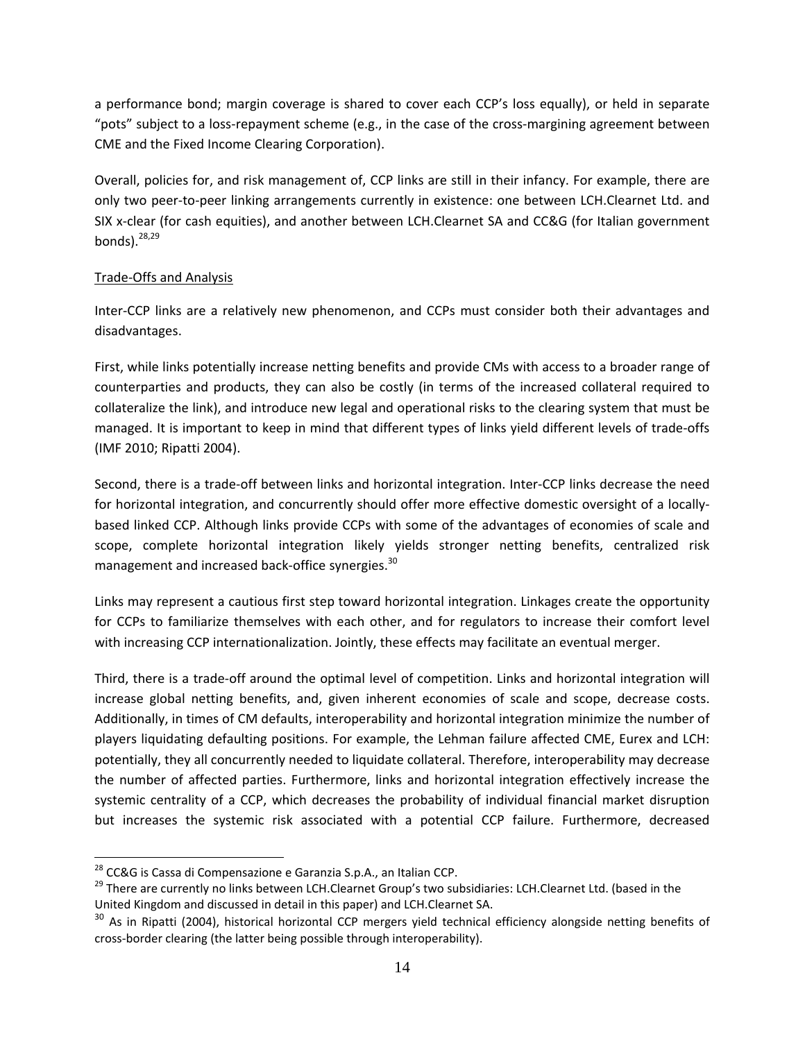a performance bond; margin coverage is shared to cover each CCP's loss equally), or held in separate "pots" subject to a loss-repayment scheme (e.g., in the case of the cross-margining agreement between CME and the Fixed Income Clearing Corporation).

Overall, policies for, and risk management of, CCP links are still in their infancy. For example, there are only two peer-to-peer linking arrangements currently in existence: one between LCH.Clearnet Ltd. and SIX x-clear (for cash equities), and another between LCH.Clearnet SA and CC&G (for Italian government bonds).[28,29]

Trade-Offs and Analysis

Inter-CCP links are a relatively new phenomenon, and CCPs must consider both their advantages and disadvantages.

First, while links potentially increase netting benefits and provide CMs with access to a broader range of counterparties and products, they can also be costly (in terms of the increased collateral required to collateralize the link), and introduce new legal and operational risks to the clearing system that must be managed. It is important to keep in mind that different types of links yield different levels of trade-offs (IMF 2010; Ripatti 2004).

Second, there is a trade-off between links and horizontal integration. Inter-CCP links decrease the need for horizontal integration, and concurrently should offer more effective domestic oversight of a locally-based linked CCP. Although links provide CCPs with some of the advantages of economies of scale and scope, complete horizontal integration likely yields stronger netting benefits, centralized risk management and increased back-office synergies.[30]

Links may represent a cautious first step toward horizontal integration. Linkages create the opportunity for CCPs to familiarize themselves with each other, and for regulators to increase their comfort level with increasing CCP internationalization. Jointly, these effects may facilitate an eventual merger.

Third, there is a trade-off around the optimal level of competition. Links and horizontal integration will increase global netting benefits, and, given inherent economies of scale and scope, decrease costs. Additionally, in times of CM defaults, interoperability and horizontal integration minimize the number of players liquidating defaulting positions. For example, the Lehman failure affected CME, Eurex and LCH: potentially, they all concurrently needed to liquidate collateral. Therefore, interoperability may decrease the number of affected parties. Furthermore, links and horizontal integration effectively increase the systemic centrality of a CCP, which decreases the probability of individual financial market disruption but increases the systemic risk associated with a potential CCP failure. Furthermore, decreased

[28] CC&G is Cassa di Compensazione e Garanzia S.p.A., an Italian CCP.

[29] There are currently no links between LCH.Clearnet Group's two subsidiaries: LCH.Clearnet Ltd. (based in the United Kingdom and discussed in detail in this paper) and LCH.Clearnet SA.

[30] As in Ripatti (2004), historical horizontal CCP mergers yield technical efficiency alongside netting benefits of cross-border clearing (the latter being possible through interoperability).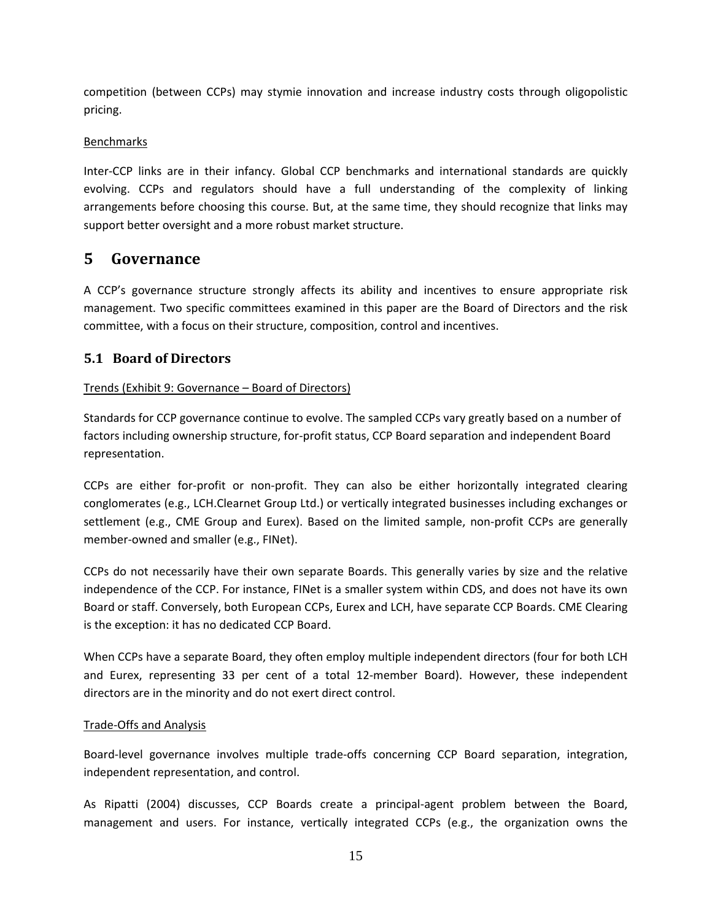competition (between CCPs) may stymie innovation and increase industry costs through oligopolistic pricing.

Benchmarks

Inter-CCP links are in their infancy. Global CCP benchmarks and international standards are quickly evolving. CCPs and regulators should have a full understanding of the complexity of linking arrangements before choosing this course. But, at the same time, they should recognize that links may support better oversight and a more robust market structure.

# 5 Governance

A CCP's governance structure strongly affects its ability and incentives to ensure appropriate risk management. Two specific committees examined in this paper are the Board of Directors and the risk committee, with a focus on their structure, composition, control and incentives.

## 5.1 Board of Directors

Trends (Exhibit 9: Governance – Board of Directors)

Standards for CCP governance continue to evolve. The sampled CCPs vary greatly based on a number of factors including ownership structure, for-profit status, CCP Board separation and independent Board representation.

CCPs are either for-profit or non-profit. They can also be either horizontally integrated clearing conglomerates (e.g., LCH.Clearnet Group Ltd.) or vertically integrated businesses including exchanges or settlement (e.g., CME Group and Eurex). Based on the limited sample, non-profit CCPs are generally member-owned and smaller (e.g., FINet).

CCPs do not necessarily have their own separate Boards. This generally varies by size and the relative independence of the CCP. For instance, FINet is a smaller system within CDS, and does not have its own Board or staff. Conversely, both European CCPs, Eurex and LCH, have separate CCP Boards. CME Clearing is the exception: it has no dedicated CCP Board.

When CCPs have a separate Board, they often employ multiple independent directors (four for both LCH and Eurex, representing 33 per cent of a total 12-member Board). However, these independent directors are in the minority and do not exert direct control.

Trade-Offs and Analysis

Board-level governance involves multiple trade-offs concerning CCP Board separation, integration, independent representation, and control.

As Ripatti (2004) discusses, CCP Boards create a principal-agent problem between the Board, management and users. For instance, vertically integrated CCPs (e.g., the organization owns the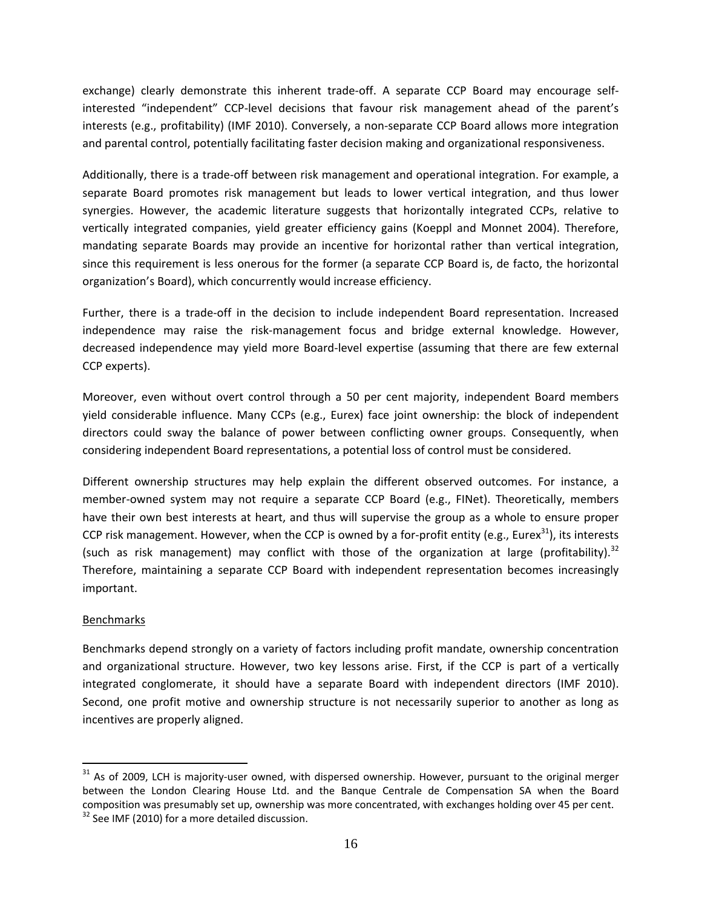exchange) clearly demonstrate this inherent trade-off. A separate CCP Board may encourage self-interested "independent" CCP-level decisions that favour risk management ahead of the parent's interests (e.g., profitability) (IMF 2010). Conversely, a non-separate CCP Board allows more integration and parental control, potentially facilitating faster decision making and organizational responsiveness.

Additionally, there is a trade-off between risk management and operational integration. For example, a separate Board promotes risk management but leads to lower vertical integration, and thus lower synergies. However, the academic literature suggests that horizontally integrated CCPs, relative to vertically integrated companies, yield greater efficiency gains (Koeppl and Monnet 2004). Therefore, mandating separate Boards may provide an incentive for horizontal rather than vertical integration, since this requirement is less onerous for the former (a separate CCP Board is, de facto, the horizontal organization's Board), which concurrently would increase efficiency.

Further, there is a trade-off in the decision to include independent Board representation. Increased independence may raise the risk-management focus and bridge external knowledge. However, decreased independence may yield more Board-level expertise (assuming that there are few external CCP experts).

Moreover, even without overt control through a 50 per cent majority, independent Board members yield considerable influence. Many CCPs (e.g., Eurex) face joint ownership: the block of independent directors could sway the balance of power between conflicting owner groups. Consequently, when considering independent Board representations, a potential loss of control must be considered.

Different ownership structures may help explain the different observed outcomes. For instance, a member-owned system may not require a separate CCP Board (e.g., FINet). Theoretically, members have their own best interests at heart, and thus will supervise the group as a whole to ensure proper CCP risk management. However, when the CCP is owned by a for-profit entity (e.g., Eurex[31]), its interests (such as risk management) may conflict with those of the organization at large (profitability).[32] Therefore, maintaining a separate CCP Board with independent representation becomes increasingly important.

Benchmarks

Benchmarks depend strongly on a variety of factors including profit mandate, ownership concentration and organizational structure. However, two key lessons arise. First, if the CCP is part of a vertically integrated conglomerate, it should have a separate Board with independent directors (IMF 2010). Second, one profit motive and ownership structure is not necessarily superior to another as long as incentives are properly aligned.

---

[31] As of 2009, LCH is majority-user owned, with dispersed ownership. However, pursuant to the original merger between the London Clearing House Ltd. and the Banque Centrale de Compensation SA when the Board composition was presumably set up, ownership was more concentrated, with exchanges holding over 45 per cent.

[32] See IMF (2010) for a more detailed discussion.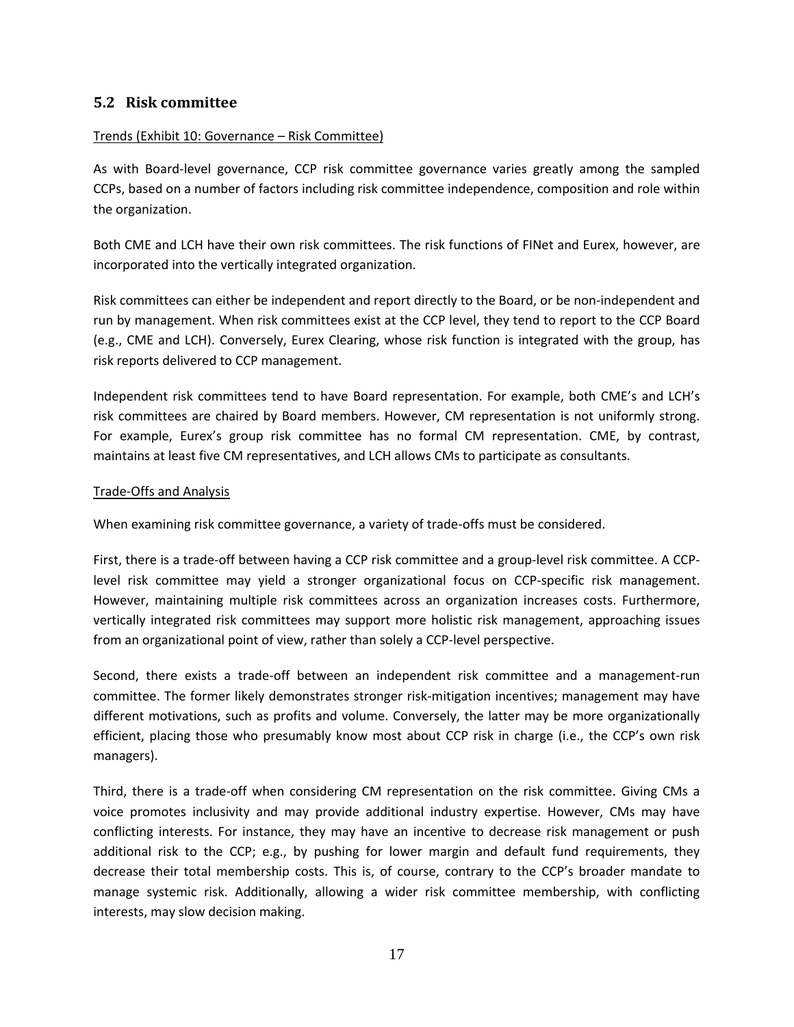## 5.2 Risk committee

Trends (Exhibit 10: Governance – Risk Committee)

As with Board-level governance, CCP risk committee governance varies greatly among the sampled CCPs, based on a number of factors including risk committee independence, composition and role within the organization.

Both CME and LCH have their own risk committees. The risk functions of FINet and Eurex, however, are incorporated into the vertically integrated organization.

Risk committees can either be independent and report directly to the Board, or be non-independent and run by management. When risk committees exist at the CCP level, they tend to report to the CCP Board (e.g., CME and LCH). Conversely, Eurex Clearing, whose risk function is integrated with the group, has risk reports delivered to CCP management.

Independent risk committees tend to have Board representation. For example, both CME's and LCH's risk committees are chaired by Board members. However, CM representation is not uniformly strong. For example, Eurex's group risk committee has no formal CM representation. CME, by contrast, maintains at least five CM representatives, and LCH allows CMs to participate as consultants.

Trade-Offs and Analysis

When examining risk committee governance, a variety of trade-offs must be considered.

First, there is a trade-off between having a CCP risk committee and a group-level risk committee. A CCP-level risk committee may yield a stronger organizational focus on CCP-specific risk management. However, maintaining multiple risk committees across an organization increases costs. Furthermore, vertically integrated risk committees may support more holistic risk management, approaching issues from an organizational point of view, rather than solely a CCP-level perspective.

Second, there exists a trade-off between an independent risk committee and a management-run committee. The former likely demonstrates stronger risk-mitigation incentives; management may have different motivations, such as profits and volume. Conversely, the latter may be more organizationally efficient, placing those who presumably know most about CCP risk in charge (i.e., the CCP's own risk managers).

Third, there is a trade-off when considering CM representation on the risk committee. Giving CMs a voice promotes inclusivity and may provide additional industry expertise. However, CMs may have conflicting interests. For instance, they may have an incentive to decrease risk management or push additional risk to the CCP; e.g., by pushing for lower margin and default fund requirements, they decrease their total membership costs. This is, of course, contrary to the CCP's broader mandate to manage systemic risk. Additionally, allowing a wider risk committee membership, with conflicting interests, may slow decision making.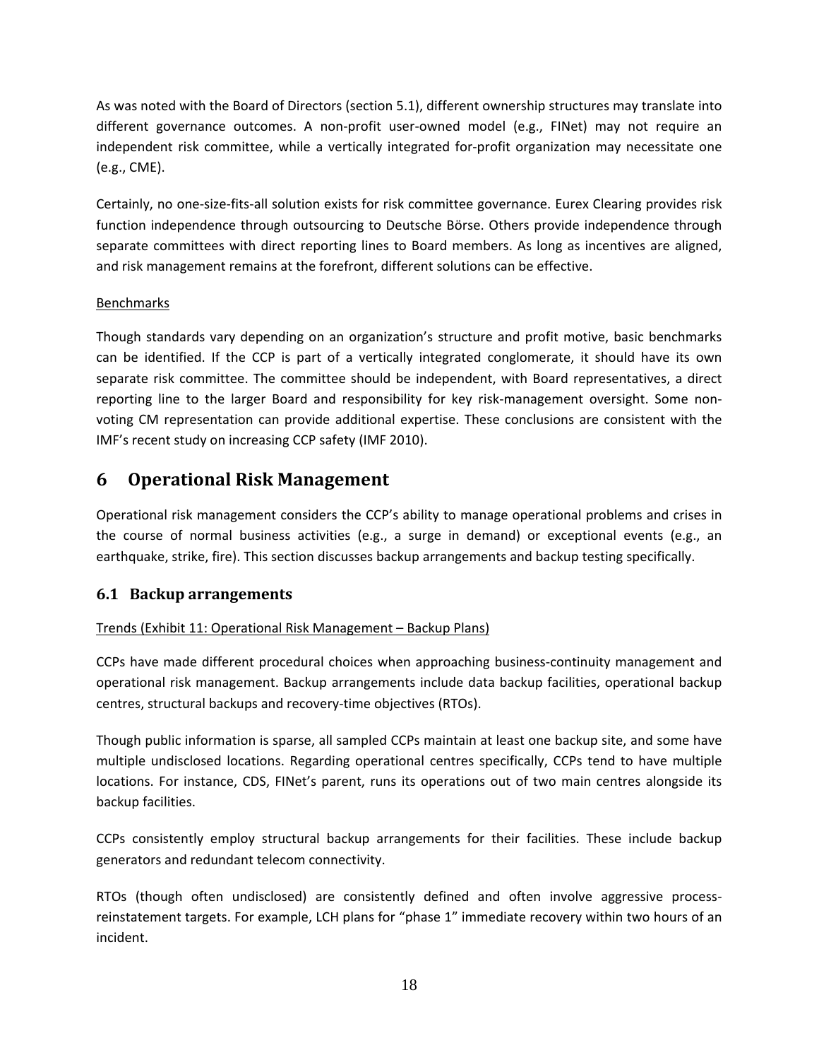As was noted with the Board of Directors (section 5.1), different ownership structures may translate into different governance outcomes. A non-profit user-owned model (e.g., FINet) may not require an independent risk committee, while a vertically integrated for-profit organization may necessitate one (e.g., CME).

Certainly, no one-size-fits-all solution exists for risk committee governance. Eurex Clearing provides risk function independence through outsourcing to Deutsche Börse. Others provide independence through separate committees with direct reporting lines to Board members. As long as incentives are aligned, and risk management remains at the forefront, different solutions can be effective.

Benchmarks

Though standards vary depending on an organization's structure and profit motive, basic benchmarks can be identified. If the CCP is part of a vertically integrated conglomerate, it should have its own separate risk committee. The committee should be independent, with Board representatives, a direct reporting line to the larger Board and responsibility for key risk-management oversight. Some non-voting CM representation can provide additional expertise. These conclusions are consistent with the IMF's recent study on increasing CCP safety (IMF 2010).

# 6 Operational Risk Management

Operational risk management considers the CCP's ability to manage operational problems and crises in the course of normal business activities (e.g., a surge in demand) or exceptional events (e.g., an earthquake, strike, fire). This section discusses backup arrangements and backup testing specifically.

## 6.1 Backup arrangements

Trends (Exhibit 11: Operational Risk Management – Backup Plans)

CCPs have made different procedural choices when approaching business-continuity management and operational risk management. Backup arrangements include data backup facilities, operational backup centres, structural backups and recovery-time objectives (RTOs).

Though public information is sparse, all sampled CCPs maintain at least one backup site, and some have multiple undisclosed locations. Regarding operational centres specifically, CCPs tend to have multiple locations. For instance, CDS, FINet's parent, runs its operations out of two main centres alongside its backup facilities.

CCPs consistently employ structural backup arrangements for their facilities. These include backup generators and redundant telecom connectivity.

RTOs (though often undisclosed) are consistently defined and often involve aggressive process-reinstatement targets. For example, LCH plans for "phase 1" immediate recovery within two hours of an incident.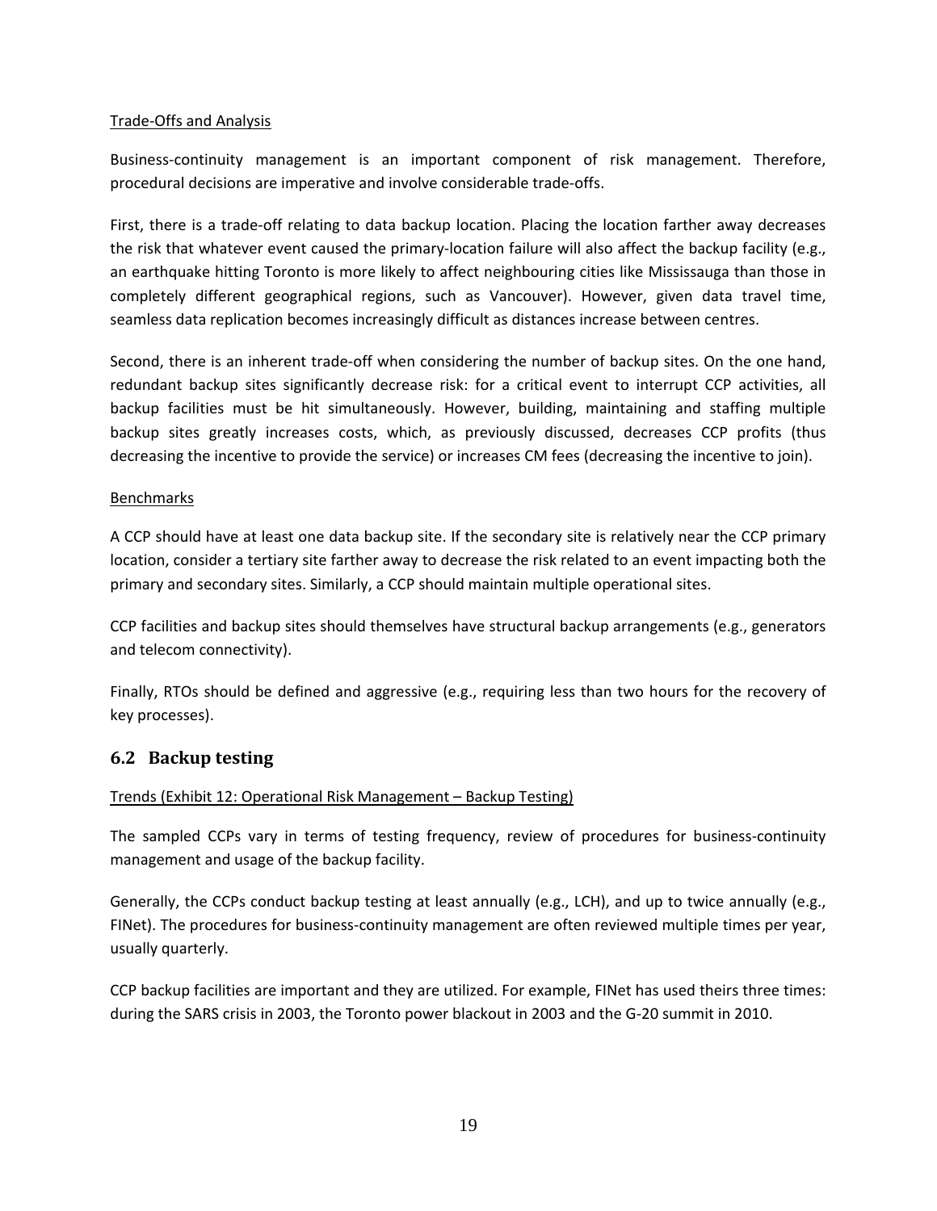Trade-Offs and Analysis

Business-continuity management is an important component of risk management. Therefore, procedural decisions are imperative and involve considerable trade-offs.

First, there is a trade-off relating to data backup location. Placing the location farther away decreases the risk that whatever event caused the primary-location failure will also affect the backup facility (e.g., an earthquake hitting Toronto is more likely to affect neighbouring cities like Mississauga than those in completely different geographical regions, such as Vancouver). However, given data travel time, seamless data replication becomes increasingly difficult as distances increase between centres.

Second, there is an inherent trade-off when considering the number of backup sites. On the one hand, redundant backup sites significantly decrease risk: for a critical event to interrupt CCP activities, all backup facilities must be hit simultaneously. However, building, maintaining and staffing multiple backup sites greatly increases costs, which, as previously discussed, decreases CCP profits (thus decreasing the incentive to provide the service) or increases CM fees (decreasing the incentive to join).

Benchmarks

A CCP should have at least one data backup site. If the secondary site is relatively near the CCP primary location, consider a tertiary site farther away to decrease the risk related to an event impacting both the primary and secondary sites. Similarly, a CCP should maintain multiple operational sites.

CCP facilities and backup sites should themselves have structural backup arrangements (e.g., generators and telecom connectivity).

Finally, RTOs should be defined and aggressive (e.g., requiring less than two hours for the recovery of key processes).

## 6.2 Backup testing

Trends (Exhibit 12: Operational Risk Management – Backup Testing)

The sampled CCPs vary in terms of testing frequency, review of procedures for business-continuity management and usage of the backup facility.

Generally, the CCPs conduct backup testing at least annually (e.g., LCH), and up to twice annually (e.g., FINet). The procedures for business-continuity management are often reviewed multiple times per year, usually quarterly.

CCP backup facilities are important and they are utilized. For example, FINet has used theirs three times: during the SARS crisis in 2003, the Toronto power blackout in 2003 and the G-20 summit in 2010.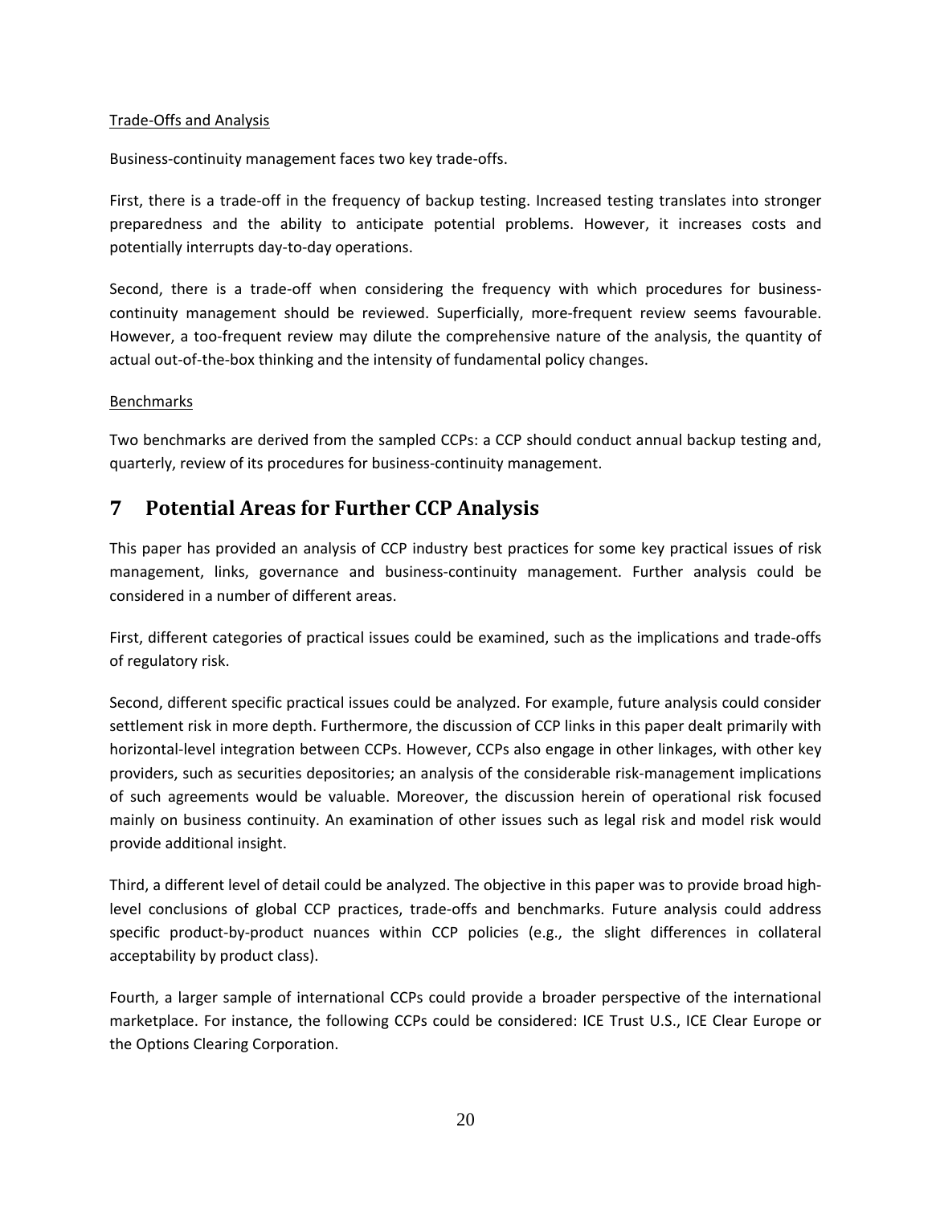Trade-Offs and Analysis

Business-continuity management faces two key trade-offs.

First, there is a trade-off in the frequency of backup testing. Increased testing translates into stronger preparedness and the ability to anticipate potential problems. However, it increases costs and potentially interrupts day-to-day operations.

Second, there is a trade-off when considering the frequency with which procedures for business-continuity management should be reviewed. Superficially, more-frequent review seems favourable. However, a too-frequent review may dilute the comprehensive nature of the analysis, the quantity of actual out-of-the-box thinking and the intensity of fundamental policy changes.

Benchmarks

Two benchmarks are derived from the sampled CCPs: a CCP should conduct annual backup testing and, quarterly, review of its procedures for business-continuity management.

# 7 Potential Areas for Further CCP Analysis

This paper has provided an analysis of CCP industry best practices for some key practical issues of risk management, links, governance and business-continuity management. Further analysis could be considered in a number of different areas.

First, different categories of practical issues could be examined, such as the implications and trade-offs of regulatory risk.

Second, different specific practical issues could be analyzed. For example, future analysis could consider settlement risk in more depth. Furthermore, the discussion of CCP links in this paper dealt primarily with horizontal-level integration between CCPs. However, CCPs also engage in other linkages, with other key providers, such as securities depositories; an analysis of the considerable risk-management implications of such agreements would be valuable. Moreover, the discussion herein of operational risk focused mainly on business continuity. An examination of other issues such as legal risk and model risk would provide additional insight.

Third, a different level of detail could be analyzed. The objective in this paper was to provide broad high-level conclusions of global CCP practices, trade-offs and benchmarks. Future analysis could address specific product-by-product nuances within CCP policies (e.g., the slight differences in collateral acceptability by product class).

Fourth, a larger sample of international CCPs could provide a broader perspective of the international marketplace. For instance, the following CCPs could be considered: ICE Trust U.S., ICE Clear Europe or the Options Clearing Corporation.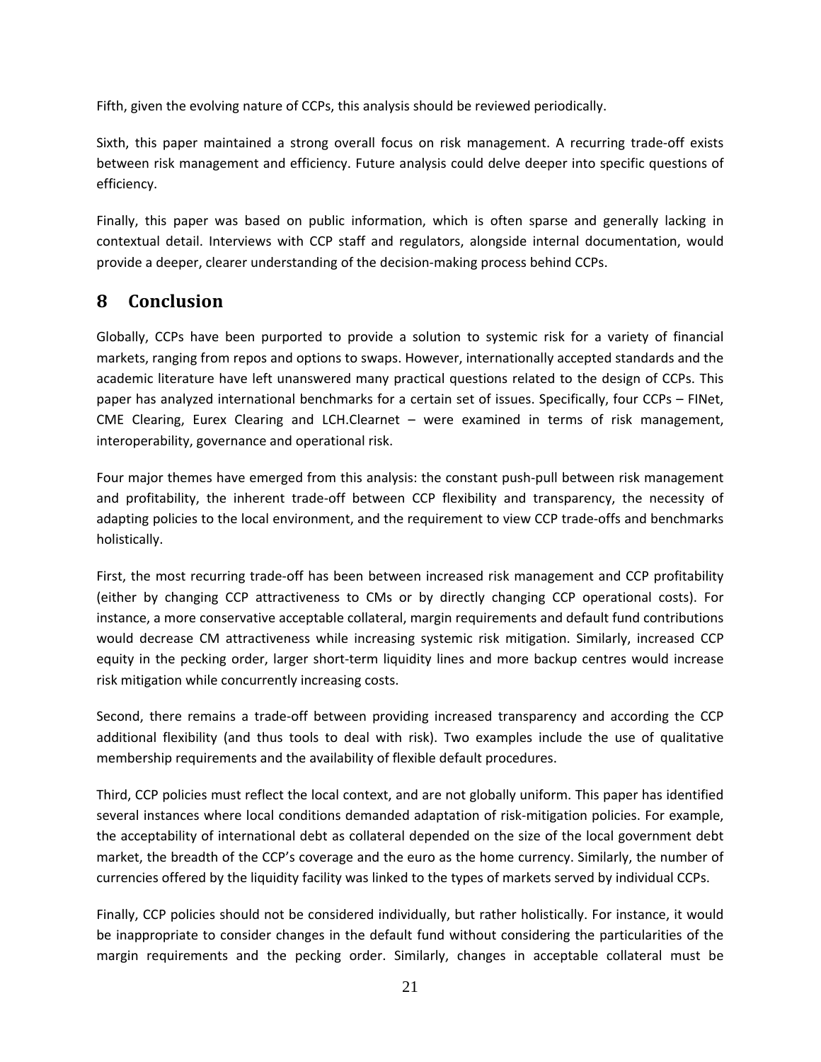Fifth, given the evolving nature of CCPs, this analysis should be reviewed periodically.

Sixth, this paper maintained a strong overall focus on risk management. A recurring trade-off exists between risk management and efficiency. Future analysis could delve deeper into specific questions of efficiency.

Finally, this paper was based on public information, which is often sparse and generally lacking in contextual detail. Interviews with CCP staff and regulators, alongside internal documentation, would provide a deeper, clearer understanding of the decision-making process behind CCPs.

## 8 Conclusion

Globally, CCPs have been purported to provide a solution to systemic risk for a variety of financial markets, ranging from repos and options to swaps. However, internationally accepted standards and the academic literature have left unanswered many practical questions related to the design of CCPs. This paper has analyzed international benchmarks for a certain set of issues. Specifically, four CCPs – FINet, CME Clearing, Eurex Clearing and LCH.Clearnet – were examined in terms of risk management, interoperability, governance and operational risk.

Four major themes have emerged from this analysis: the constant push-pull between risk management and profitability, the inherent trade-off between CCP flexibility and transparency, the necessity of adapting policies to the local environment, and the requirement to view CCP trade-offs and benchmarks holistically.

First, the most recurring trade-off has been between increased risk management and CCP profitability (either by changing CCP attractiveness to CMs or by directly changing CCP operational costs). For instance, a more conservative acceptable collateral, margin requirements and default fund contributions would decrease CM attractiveness while increasing systemic risk mitigation. Similarly, increased CCP equity in the pecking order, larger short-term liquidity lines and more backup centres would increase risk mitigation while concurrently increasing costs.

Second, there remains a trade-off between providing increased transparency and according the CCP additional flexibility (and thus tools to deal with risk). Two examples include the use of qualitative membership requirements and the availability of flexible default procedures.

Third, CCP policies must reflect the local context, and are not globally uniform. This paper has identified several instances where local conditions demanded adaptation of risk-mitigation policies. For example, the acceptability of international debt as collateral depended on the size of the local government debt market, the breadth of the CCP's coverage and the euro as the home currency. Similarly, the number of currencies offered by the liquidity facility was linked to the types of markets served by individual CCPs.

Finally, CCP policies should not be considered individually, but rather holistically. For instance, it would be inappropriate to consider changes in the default fund without considering the particularities of the margin requirements and the pecking order. Similarly, changes in acceptable collateral must be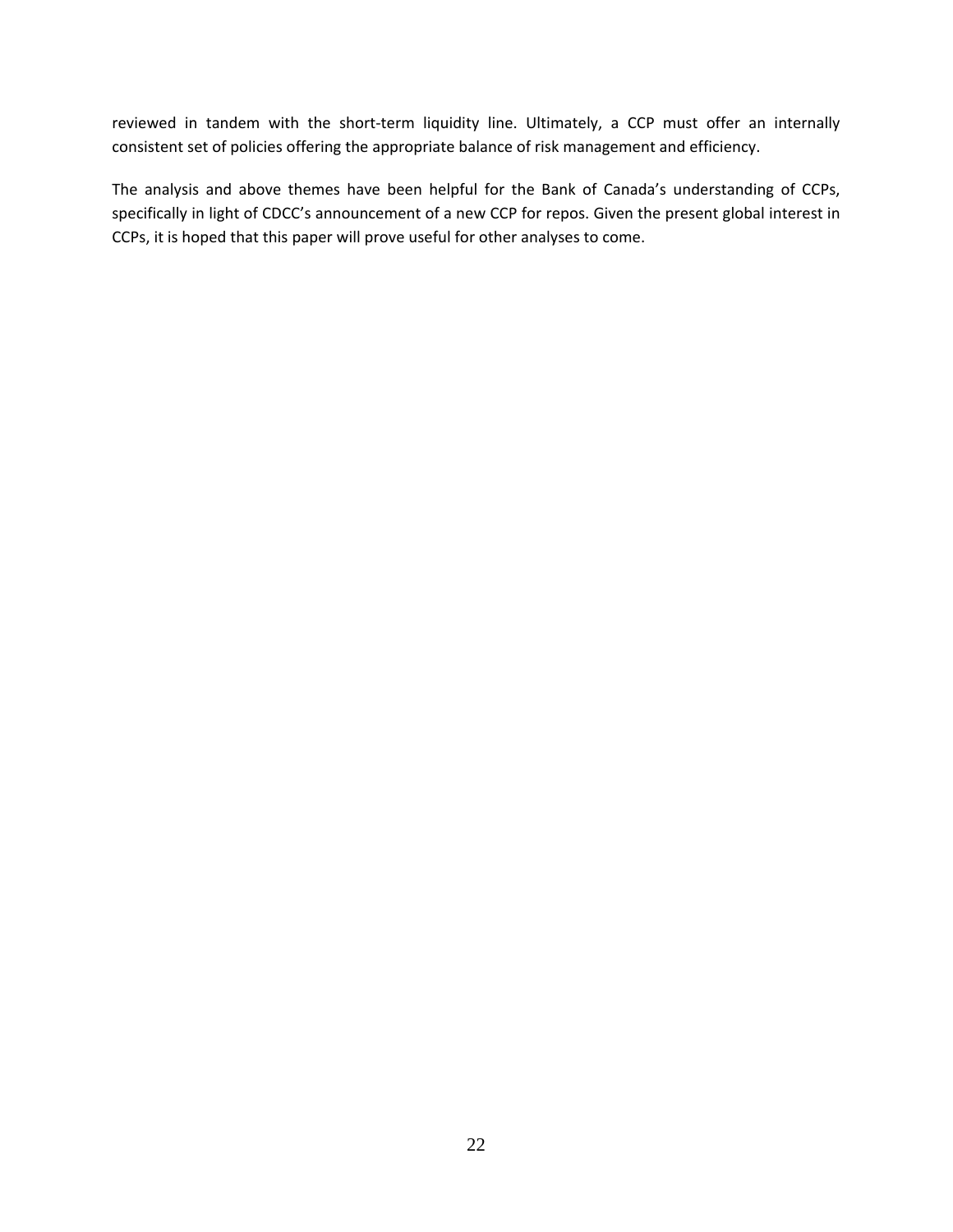reviewed in tandem with the short-term liquidity line. Ultimately, a CCP must offer an internally consistent set of policies offering the appropriate balance of risk management and efficiency.

The analysis and above themes have been helpful for the Bank of Canada's understanding of CCPs, specifically in light of CDCC's announcement of a new CCP for repos. Given the present global interest in CCPs, it is hoped that this paper will prove useful for other analyses to come.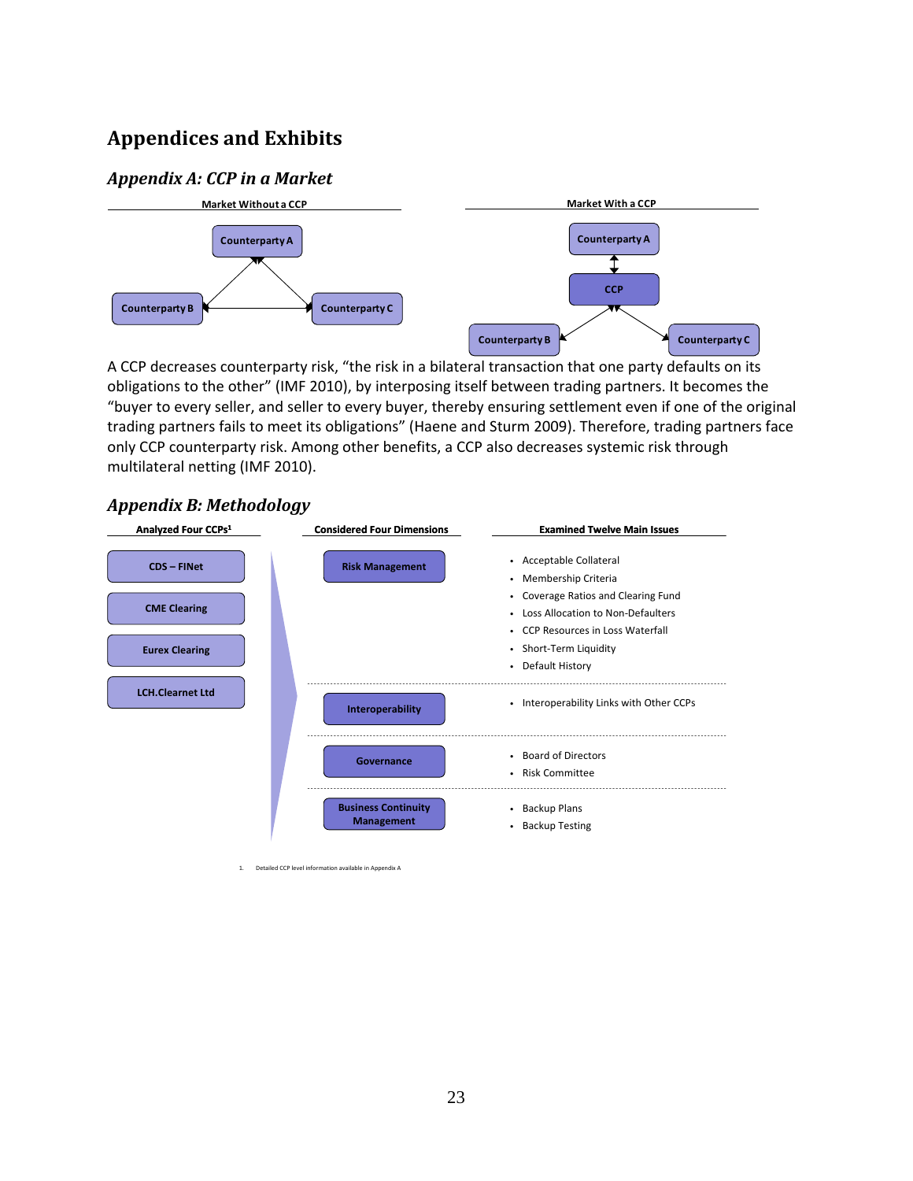# Appendices and Exhibits

## *Appendix A: CCP in a Market*

Market Without a CCP

Counterparty A

Counterparty B

Counterparty C

Market With a CCP

Counterparty A

CCP

Counterparty B

Counterparty C

A CCP decreases counterparty risk, "the risk in a bilateral transaction that one party defaults on its obligations to the other" (IMF 2010), by interposing itself between trading partners. It becomes the "buyer to every seller, and seller to every buyer, thereby ensuring settlement even if one of the original trading partners fails to meet its obligations" (Haene and Sturm 2009). Therefore, trading partners face only CCP counterparty risk. Among other benefits, a CCP also decreases systemic risk through multilateral netting (IMF 2010).

## *Appendix B: Methodology*

Analyzed Four CCPs[1]

- CDS – FINet
- CME Clearing
- Eurex Clearing
- LCH.Clearnet Ltd

Considered Four Dimensions / Examined Twelve Main Issues

**Risk Management**

- Acceptable Collateral
- Membership Criteria
- Coverage Ratios and Clearing Fund
- Loss Allocation to Non-Defaulters
- CCP Resources in Loss Waterfall
- Short-Term Liquidity
- Default History

**Interoperability**

- Interoperability Links with Other CCPs

**Governance**

- Board of Directors
- Risk Committee

**Business Continuity Management**

- Backup Plans
- Backup Testing

1. Detailed CCP level information available in Appendix A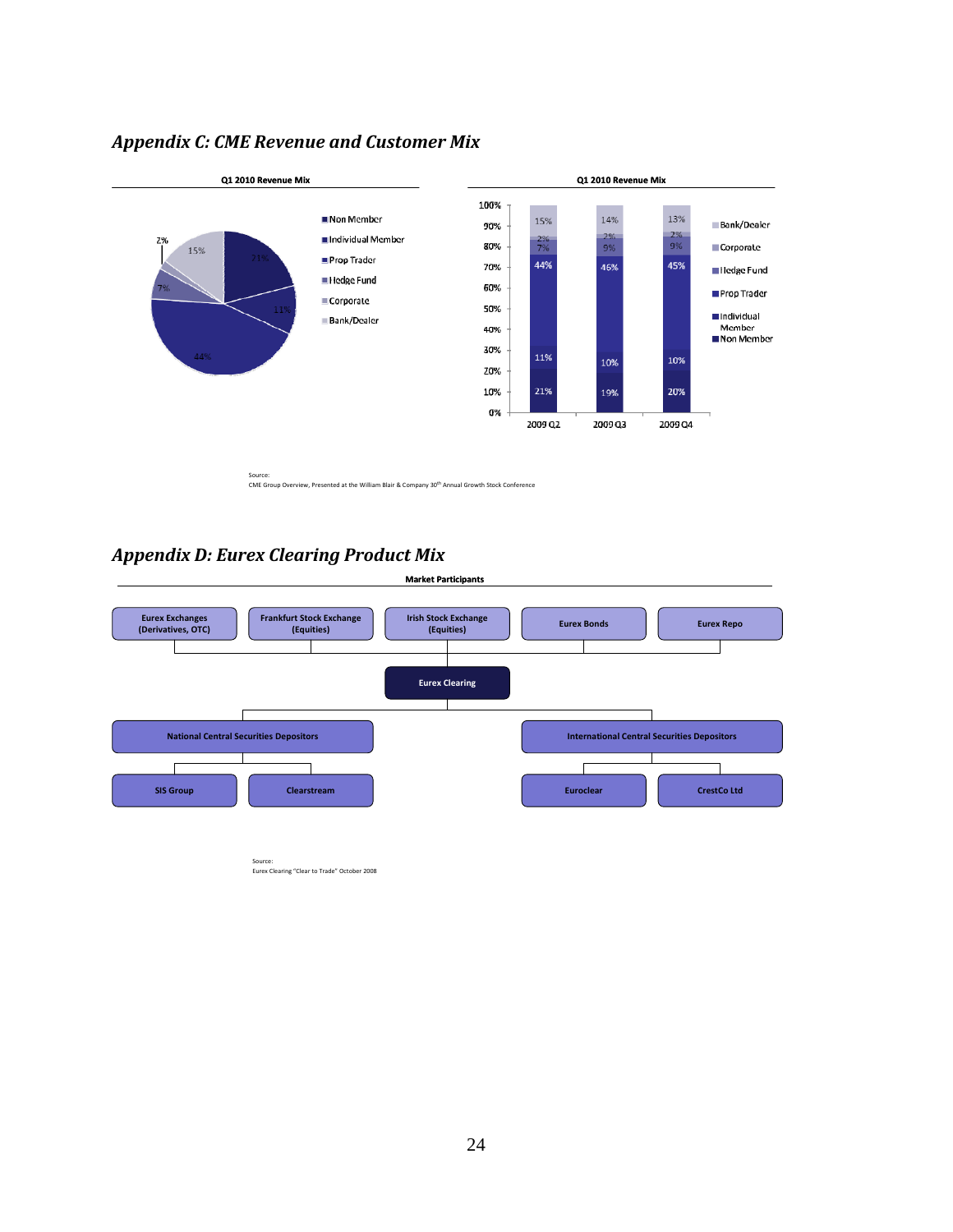## *Appendix C: CME Revenue and Customer Mix*

**Q1 2010 Revenue Mix**

| Customer Type | Share |
|---|---|
| Non Member | 21% |
| Individual Member | 11% |
| Prop Trader | 44% |
| Hedge Fund | 7% |
| Corporate | 2% |
| Bank/Dealer | 15% |

**Q1 2010 Revenue Mix**

| Customer Type | 2009 Q2 | 2009 Q3 | 2009 Q4 |
|---|---|---|---|
| Bank/Dealer | 15% | 14% | 13% |
| Corporate | 2% | 2% | 2% |
| Hedge Fund | 7% | 9% | 9% |
| Prop Trader | 44% | 46% | 45% |
| Individual Member | 11% | 10% | 10% |
| Non Member | 21% | 19% | 20% |

Source:
CME Group Overview, Presented at the William Blair & Company 30th Annual Growth Stock Conference

## *Appendix D: Eurex Clearing Product Mix*

**Market Participants**

- Eurex Exchanges (Derivatives, OTC)
- Frankfurt Stock Exchange (Equities)
- Irish Stock Exchange (Equities)
- Eurex Bonds
- Eurex Repo

**Eurex Clearing**

- National Central Securities Depositors
  - SIS Group
  - Clearstream
- International Central Securities Depositors
  - Euroclear
  - CrestCo Ltd

Source:
Eurex Clearing "Clear to Trade" October 2008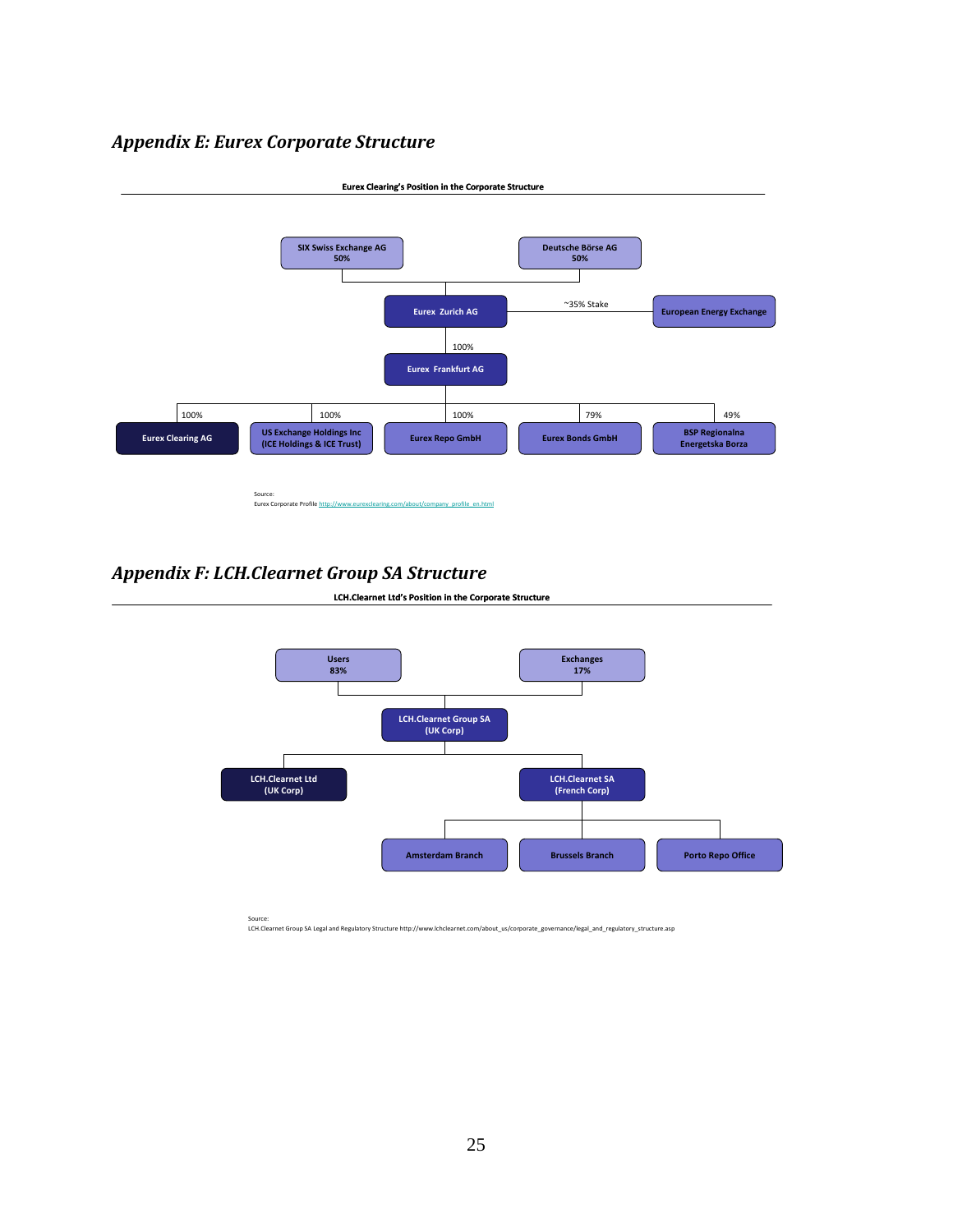## *Appendix E: Eurex Corporate Structure*

**Eurex Clearing's Position in the Corporate Structure**

SIX Swiss Exchange AG
50%

Deutsche Börse AG
50%

Eurex Zurich AG

~35% Stake

European Energy Exchange

100%

Eurex Frankfurt AG

100%

100%

100%

79%

49%

Eurex Clearing AG

US Exchange Holdings Inc
(ICE Holdings & ICE Trust)

Eurex Repo GmbH

Eurex Bonds GmbH

BSP Regionalna
Energetska Borza

Source:
Eurex Corporate Profile http://www.eurexclearing.com/about/company_profile_en.html

## *Appendix F: LCH.Clearnet Group SA Structure*

**LCH.Clearnet Ltd's Position in the Corporate Structure**

Users
83%

Exchanges
17%

LCH.Clearnet Group SA
(UK Corp)

LCH.Clearnet Ltd
(UK Corp)

LCH.Clearnet SA
(French Corp)

Amsterdam Branch

Brussels Branch

Porto Repo Office

Source:
LCH.Clearnet Group SA Legal and Regulatory Structure http://www.lchclearnet.com/about_us/corporate_governance/legal_and_regulatory_structure.asp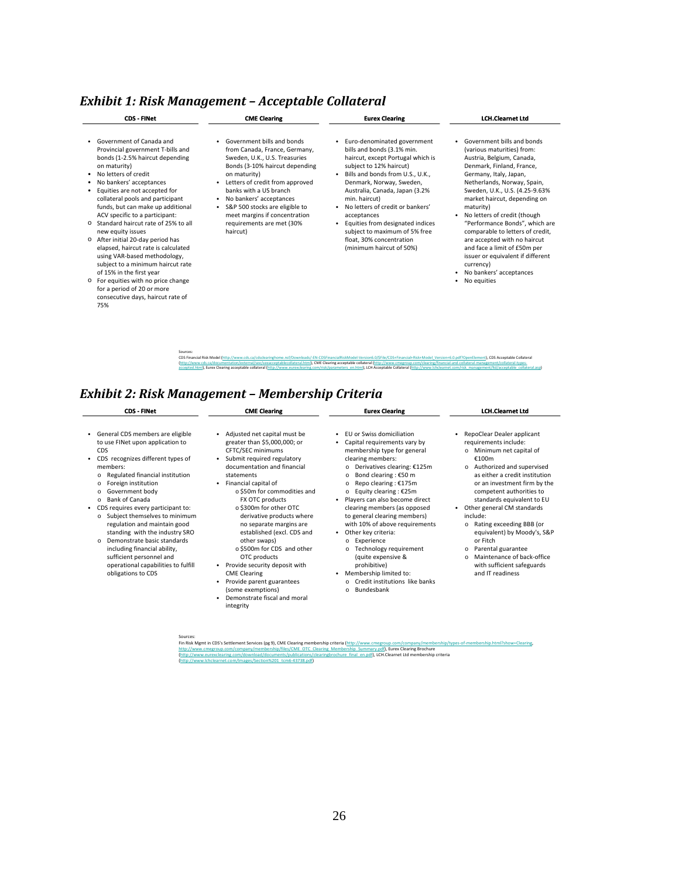## *Exhibit 1: Risk Management – Acceptable Collateral*

| CDS - FINet | CME Clearing | Eurex Clearing | LCH.Clearnet Ltd |
|---|---|---|---|
| • Government of Canada and Provincial government T-bills and bonds (1-2.5% haircut depending on maturity)<br>• No letters of credit<br>• No bankers' acceptances<br>• Equities are not accepted for collateral pools and participant funds, but can make up additional ACV specific to a participant:<br>o Standard haircut rate of 25% to all new equity issues<br>o After initial 20-day period has elapsed, haircut rate is calculated using VAR-based methodology, subject to a minimum haircut rate of 15% in the first year<br>o For equities with no price change for a period of 20 or more consecutive days, haircut rate of 75% | • Government bills and bonds from Canada, France, Germany, Sweden, U.K., U.S. Treasuries Bonds (3-10% haircut depending on maturity)<br>• Letters of credit from approved banks with a US branch<br>• No bankers' acceptances<br>• S&P 500 stocks are eligible to meet margins if concentration requirements are met (30% haircut) | • Euro-denominated government bills and bonds (3.1% min. haircut, except Portugal which is subject to 12% haircut)<br>• Bills and bonds from U.S., U.K., Denmark, Norway, Sweden, Australia, Canada, Japan (3.2% min. haircut)<br>• No letters of credit or bankers' acceptances<br>• Equities from designated indices subject to maximum of 5% free float, 30% concentration (minimum haircut of 50%) | • Government bills and bonds (various maturities) from: Austria, Belgium, Canada, Denmark, Finland, France, Germany, Italy, Japan, Netherlands, Norway, Spain, Sweden, U.K., U.S. (4.25-9.63% market haircut, depending on maturity)<br>• No letters of credit (though "Performance Bonds", which are comparable to letters of credit, are accepted with no haircut and face a limit of £50m per issuer or equivalent if different currency)<br>• No bankers' acceptances<br>• No equities |

Sources:
CDS Financial Risk Model (http://www.cds.ca/cdsclearinghome.nsf/Downloads/-EN-CDSFinancialRiskModel-Version6.0/$File/CDS+Financial+Risk+Model_Version+6.0.pdf?OpenElement), CDS Acceptable Collateral (http://www.cds.ca/documentation/external/see/seeacceptablecollateral.html), CME Clearing acceptable collateral (http://www.cmegroup.com/clearing/financial-and-collateral-management/collateral-types-accepted.html), Eurex Clearing acceptable collateral (http://www.eurexclearing.com/risk/parameters_en.html), LCH Acceptable Collateral (http://www.lchclearnet.com/risk_management/ltd/acceptable_collateral.asp)

## *Exhibit 2: Risk Management – Membership Criteria*

| CDS - FINet | CME Clearing | Eurex Clearing | LCH.Clearnet Ltd |
|---|---|---|---|
| • General CDS members are eligible to use FINet upon application to CDS<br>• CDS recognizes different types of members:<br>o Regulated financial institution<br>o Foreign institution<br>o Government body<br>o Bank of Canada<br>• CDS requires every participant to:<br>o Subject themselves to minimum regulation and maintain good standing with the industry SRO<br>o Demonstrate basic standards including financial ability, sufficient personnel and operational capabilities to fulfill obligations to CDS | • Adjusted net capital must be greater than $5,000,000; or CFTC/SEC minimums<br>• Submit required regulatory documentation and financial statements<br>• Financial capital of<br>o $50m for commodities and FX OTC products<br>o $300m for other OTC derivative products where no separate margins are established (excl. CDS and other swaps)<br>o $500m for CDS and other OTC products<br>• Provide security deposit with CME Clearing<br>• Provide parent guarantees (some exemptions)<br>• Demonstrate fiscal and moral integrity | • EU or Swiss domiciliation<br>• Capital requirements vary by membership type for general clearing members:<br>o Derivatives clearing: €125m<br>o Bond clearing : €50 m<br>o Repo clearing : €175m<br>o Equity clearing : €25m<br>• Players can also become direct clearing members (as opposed to general clearing members) with 10% of above requirements<br>• Other key criteria:<br>o Experience<br>o Technology requirement (quite expensive & prohibitive)<br>• Membership limited to:<br>o Credit institutions like banks<br>o Bundesbank | • RepoClear Dealer applicant requirements include:<br>o Minimum net capital of €100m<br>o Authorized and supervised as either a credit institution or an investment firm by the competent authorities to standards equivalent to EU<br>• Other general CM standards include:<br>o Rating exceeding BBB (or equivalent) by Moody's, S&P or Fitch<br>o Parental guarantee<br>o Maintenance of back-office with sufficient safeguards and IT readiness |

Sources:
Fin Risk Mgmt in CDS's Settlement Services (pg 9), CME Clearing membership criteria (http://www.cmegroup.com/company/membership/types-of-membership.html?show=Clearing, http://www.cmegroup.com/company/membership/files/CME_OTC_Clearing_Membership_Summary.pdf), Eurex Clearing Brochure (http://www.eurexclearing.com/download/documents/publications/clearingbrochure_final_en.pdf), LCH.Clearnet Ltd membership criteria (http://www.lchclearnet.com/Images/Section%201_tcm6-43738.pdf)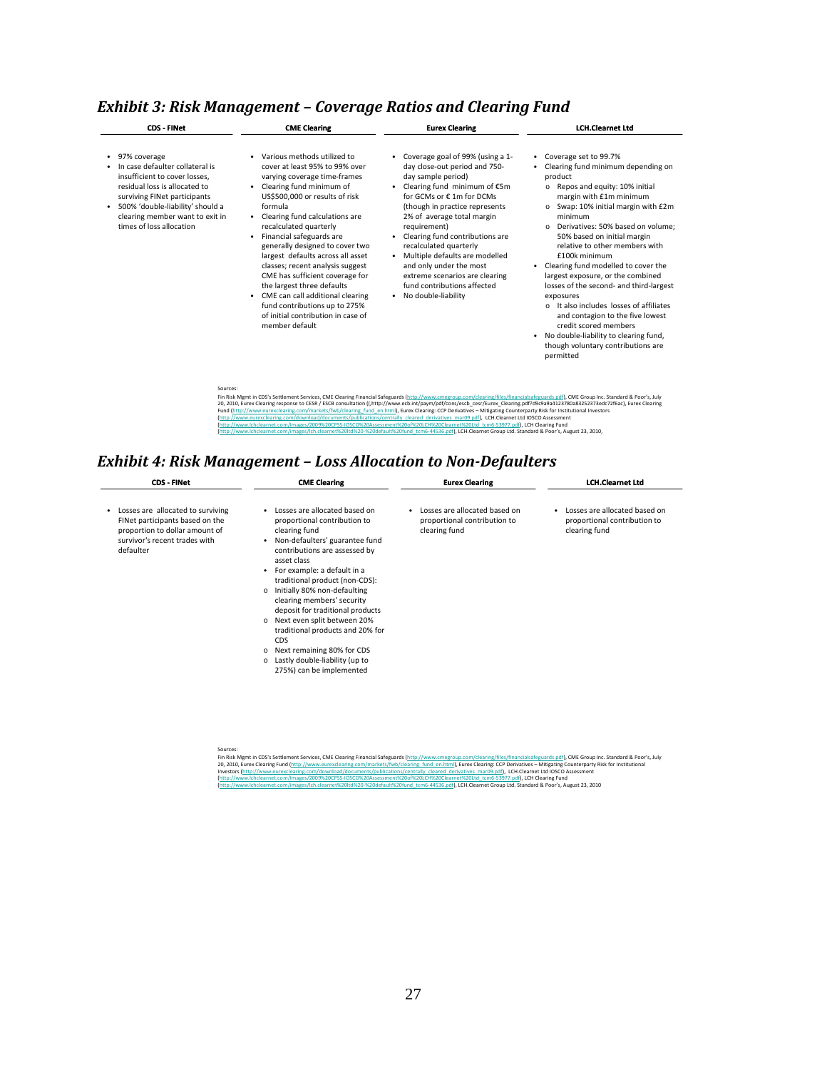## *Exhibit 3: Risk Management – Coverage Ratios and Clearing Fund*

| CDS - FINet | CME Clearing | Eurex Clearing | LCH.Clearnet Ltd |
|---|---|---|---|
| • 97% coverage<br>• In case defaulter collateral is insufficient to cover losses, residual loss is allocated to surviving FINet participants<br>• 500% 'double-liability' should a clearing member want to exit in times of loss allocation | • Various methods utilized to cover at least 95% to 99% over varying coverage time-frames<br>• Clearing fund minimum of US$500,000 or results of risk formula<br>• Clearing fund calculations are recalculated quarterly<br>• Financial safeguards are generally designed to cover two largest defaults across all asset classes; recent analysis suggest CME has sufficient coverage for the largest three defaults<br>• CME can call additional clearing fund contributions up to 275% of initial contribution in case of member default | • Coverage goal of 99% (using a 1-day close-out period and 750-day sample period)<br>• Clearing fund minimum of €5m for GCMs or € 1m for DCMs (though in practice represents 2% of average total margin requirement)<br>• Clearing fund contributions are recalculated quarterly<br>• Multiple defaults are modelled and only under the most extreme scenarios are clearing fund contributions affected<br>• No double-liability | • Coverage set to 99.7%<br>• Clearing fund minimum depending on product<br>o Repos and equity: 10% initial margin with £1m minimum<br>o Swap: 10% initial margin with £2m minimum<br>o Derivatives: 50% based on volume; 50% based on initial margin relative to other members with £100k minimum<br>• Clearing fund modelled to cover the largest exposure, or the combined losses of the second- and third-largest exposures<br>o It also includes losses of affiliates and contagion to the five lowest credit scored members<br>• No double-liability to clearing fund, though voluntary contributions are permitted |

Sources:
Fin Risk Mgmt in CDS's Settlement Services, CME Clearing Financial Safeguards (http://www.cmegroup.com/clearing/files/financialsafeguards.pdf), CME Group Inc. Standard & Poor's, July 20, 2010, Eurex Clearing response to CESR / ESCB consultation ((,http://www.ecb.int/paym/pdf/cons/escb_cesr/Eurex_Clearing.pdf?d9c9a9a4123780a83252373edc72f6ac), Eurex Clearing Fund (http://www.eurexclearing.com/markets/fwb/clearing_fund_en.html), Eurex Clearing: CCP Derivatives – Mitigating Counterparty Risk for Institutional Investors (http://www.eurexclearing.com/download/documents/publications/centrally_cleared_derivatives_mar09.pdf), LCH.Clearnet Ltd IOSCO Assessment (http://www.lchclearnet.com/images/2009%20CPSS-IOSCO%20Assessment%20of%20LCH%20Clearnet%20Ltd_tcm6-53977.pdf), LCH Clearing Fund (http://www.lchclearnet.com/images/lch.clearnet%20ltd%20-%20default%20fund_tcm6-44536.pdf), LCH.Clearnet Group Ltd. Standard & Poor's, August 23, 2010,

## *Exhibit 4: Risk Management – Loss Allocation to Non-Defaulters*

| CDS - FINet | CME Clearing | Eurex Clearing | LCH.Clearnet Ltd |
|---|---|---|---|
| • Losses are allocated to surviving FINet participants based on the proportion to dollar amount of survivor's recent trades with defaulter | • Losses are allocated based on proportional contribution to clearing fund<br>• Non-defaulters' guarantee fund contributions are assessed by asset class<br>• For example: a default in a traditional product (non-CDS):<br>o Initially 80% non-defaulting clearing members' security deposit for traditional products<br>o Next even split between 20% traditional products and 20% for CDS<br>o Next remaining 80% for CDS<br>o Lastly double-liability (up to 275%) can be implemented | • Losses are allocated based on proportional contribution to clearing fund | • Losses are allocated based on proportional contribution to clearing fund |

Sources:
Fin Risk Mgmt in CDS's Settlement Services, CME Clearing Financial Safeguards (http://www.cmegroup.com/clearing/files/financialsafeguards.pdf), CME Group Inc. Standard & Poor's, July 20, 2010, Eurex Clearing Fund (http://www.eurexclearing.com/markets/fwb/clearing_fund_en.html), Eurex Clearing: CCP Derivatives – Mitigating Counterparty Risk for Institutional Investors (http://www.eurexclearing.com/download/documents/publications/centrally_cleared_derivatives_mar09.pdf), LCH.Clearnet Ltd IOSCO Assessment (http://www.lchclearnet.com/images/2009%20CPSS-IOSCO%20Assessment%20of%20LCH%20Clearnet%20Ltd_tcm6-53977.pdf), LCH Clearing Fund (http://www.lchclearnet.com/images/lch.clearnet%20ltd%20-%20default%20fund_tcm6-44536.pdf), LCH.Clearnet Group Ltd. Standard & Poor's, August 23, 2010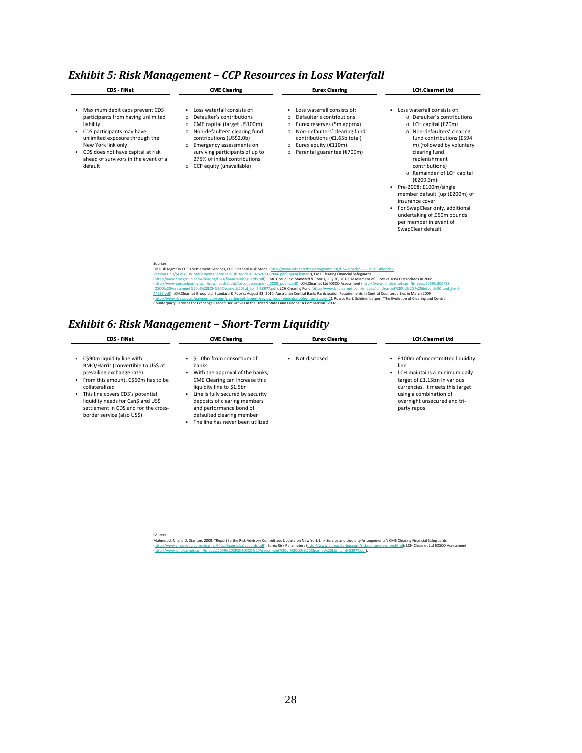## *Exhibit 5: Risk Management – CCP Resources in Loss Waterfall*

| CDS - FINet | CME Clearing | Eurex Clearing | LCH.Clearnet Ltd |
|---|---|---|---|
| • Maximum debit caps prevent CDS participants from having unlimited liability<br>• CDS participants may have unlimited exposure through the New York link only<br>• CDS does not have capital at risk ahead of survivors in the event of a default | • Loss waterfall consists of:<br>o Defaulter's contributions<br>o CME capital (target US100m)<br>o Non-defaulters' clearing fund contributions (US$2.0b)<br>o Emergency assessments on surviving participants of up to 275% of initial contributions<br>o CCP equity (unavailable) | • Loss waterfall consists of:<br>o Defaulter's contributions<br>o Eurex reserves (5m approx)<br>o Non-defaulters' clearing fund contributions (€1.65b total)<br>o Eurex equity (€110m)<br>o Parental guarantee (€700m) | • Loss waterfall consists of:<br>o Defaulter's contributions<br>o LCH capital (£20m)<br>o Non-defaulters' clearing fund contributions (£594 m) (followed by voluntary clearing fund replenishment contributions)<br>o Remainder of LCH capital (€209.3m)<br>• Pre-2008: £100m/single member default (up t£200m) of insurance cover<br>• For SwapClear only, additional undertaking of £50m pounds per member in event of SwapClear default |

Sources:
Fin Risk Mgmt in CDS's Settlement Services, CDS Financial Risk Model (http://www.cds.ca/cdsclearinghome.nsf/Downloads/-BL-CDSXRiskModel-Version3.2.1/$File/CDS+Settlement+Services+Risk+Model+-+Nov+30,+2006.pdf?OpenElement), CME Clearing Financial Safeguards (http://www.cmegroup.com/clearing/files/financialsafeguards.pdf), CME Group Inc. Standard & Poor's, July 20, 2010, Assessment of Eurex vs. IOSCO standards in 2008 (http://www.eurexclearing.com/download/about/iosco_assessment_2008_public.pdf), LCH.Clearnet Ltd IOSCO Assessment (http://www.lchclearnet.com/Images/2009%20CPSS-IOSCO%20Assessment%20of%20LCH%20Clearnet%20Ltd_tcm6-53977.pdf), LCH Clearing Fund (http://www.lchclearnet.com/images/lch.clearnet%20ltd%20-%20default%20fund_tcm6-44536.pdf), LCH.Clearnet Group Ltd. Standard & Poor's, August 23, 2010, Australian Central Bank: Participation Requirements in Central Counterparties in March 2009 (http://www.rba.gov.au/payments-system/clearing-settlement/review-requirements/tables.html#table_2), Russo, Hart, Schönenberger. "The Evolution of Clearing and Central Counterparty Services for Exchange-Traded Derivatives in the United States and Europe: A Comparison" 2002.

## *Exhibit 6: Risk Management – Short-Term Liquidity*

| CDS - FINet | CME Clearing | Eurex Clearing | LCH.Clearnet Ltd |
|---|---|---|---|
| • C$90m liquidity line with BMO/Harris (convertible to US$ at prevailing exchange rate)<br>• From this amount, C$60m has to be collateralized<br>• This line covers CDS's potential liquidity needs for Can$ and US$ settlement in CDS and for the cross-border service (also US$) | • $1.0bn from consortium of banks<br>• With the approval of the banks, CME Clearing can increase this liquidity line to $1.5bn<br>• Line is fully secured by security deposits of clearing members and performance bond of defaulted clearing member<br>• The line has never been utilized | • Not disclosed | • £100m of uncommitted liquidity line<br>• LCH maintains a minimum daily target of £1.15bn in various currencies. It meets this target using a combination of overnight unsecured and tri-party repos |

Sources:
Mahmood, N. and D. Stanton. 2009. "Report to the Risk Advisory Committee: Update on New York Link Service and Liquidity Arrangements"; CME Clearing Financial Safeguards (http://www.cmegroup.com/clearing/files/financialsafeguards.pdf); Eurex Risk Parameters (http://www.eurexclearing.com/risk/parameters_en.html); LCH.Clearnet Ltd IOSCO Assessment (http://www.lchclearnet.com/Images/2009%20CPSS-IOSCO%20Assessment%20of%20LCH%20Clearnet%20Ltd_tcm6-53977.pdf).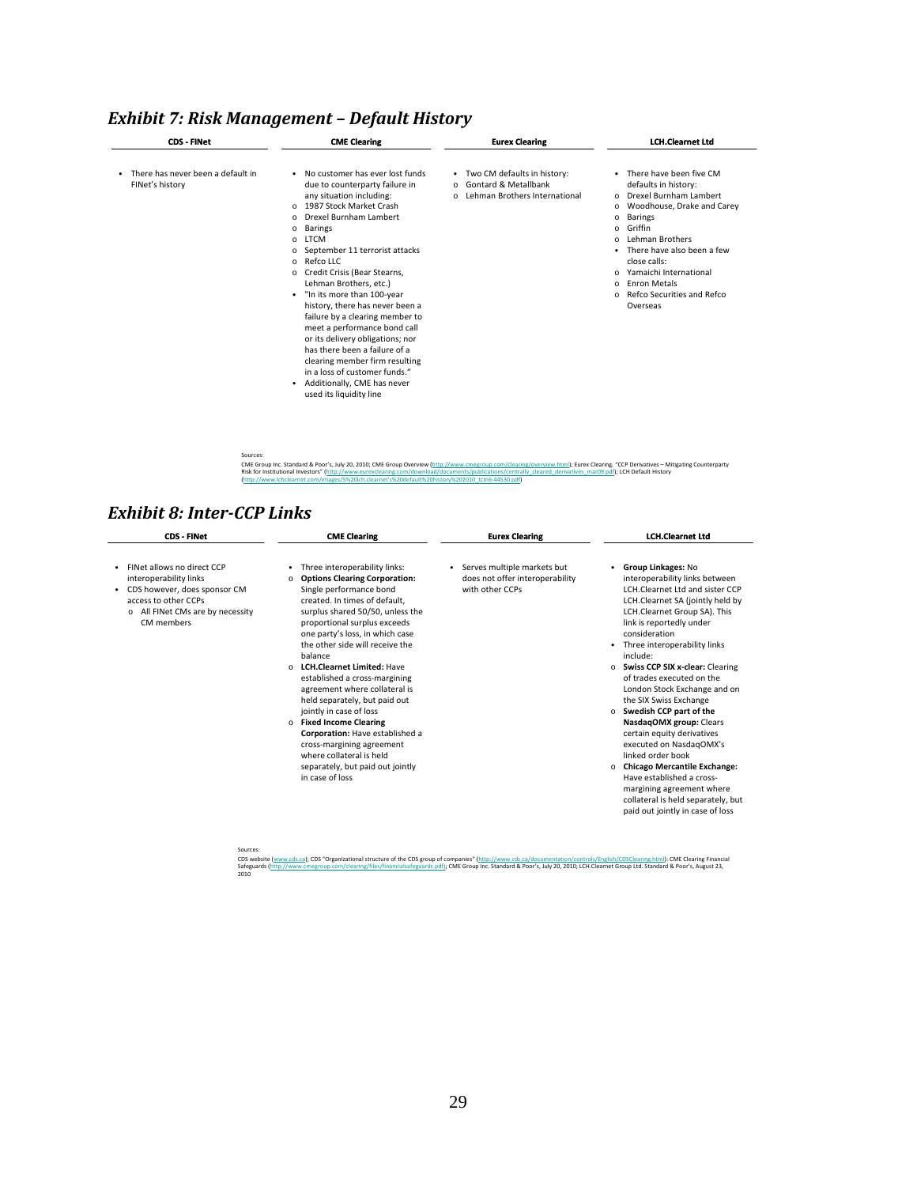## *Exhibit 7: Risk Management – Default History*

| CDS - FINet | CME Clearing | Eurex Clearing | LCH.Clearnet Ltd |
|---|---|---|---|
| • There has never been a default in FINet's history | • No customer has ever lost funds due to counterparty failure in any situation including:<br>o 1987 Stock Market Crash<br>o Drexel Burnham Lambert<br>o Barings<br>o LTCM<br>o September 11 terrorist attacks<br>o Refco LLC<br>o Credit Crisis (Bear Stearns, Lehman Brothers, etc.)<br>• "In its more than 100-year history, there has never been a failure by a clearing member to meet a performance bond call or its delivery obligations; nor has there been a failure of a clearing member firm resulting in a loss of customer funds."<br>• Additionally, CME has never used its liquidity line | • Two CM defaults in history:<br>o Gontard & Metallbank<br>o Lehman Brothers International | • There have been five CM defaults in history:<br>o Drexel Burnham Lambert<br>o Woodhouse, Drake and Carey<br>o Barings<br>o Griffin<br>o Lehman Brothers<br>• There have also been a few close calls:<br>o Yamaichi International<br>o Enron Metals<br>o Refco Securities and Refco Overseas |

Sources:
CME Group Inc. Standard & Poor's, July 20, 2010; CME Group Overview (http://www.cmegroup.com/clearing/overview.html); Eurex Clearing. "CCP Derivatives – Mitigating Counterparty Risk for Institutional Investors" (http://www.eurexclearing.com/download/documents/publications/centrally_cleared_derivatives_mar09.pdf); LCH Default History (http://www.lchclearnet.com/images/5%20lch.clearnet's%20default%20history%202010_tcm6-44530.pdf)

## *Exhibit 8: Inter-CCP Links*

| CDS - FINet | CME Clearing | Eurex Clearing | LCH.Clearnet Ltd |
|---|---|---|---|
| • FINet allows no direct CCP interoperability links<br>• CDS however, does sponsor CM access to other CCPs<br>o All FINet CMs are by necessity CM members | • Three interoperability links:<br>o **Options Clearing Corporation:** Single performance bond created. In times of default, surplus shared 50/50, unless the proportional surplus exceeds one party's loss, in which case the other side will receive the balance<br>o **LCH.Clearnet Limited:** Have established a cross-margining agreement where collateral is held separately, but paid out jointly in case of loss<br>o **Fixed Income Clearing Corporation:** Have established a cross-margining agreement where collateral is held separately, but paid out jointly in case of loss | • Serves multiple markets but does not offer interoperability with other CCPs | • **Group Linkages:** No interoperability links between LCH.Clearnet Ltd and sister CCP LCH.Clearnet SA (jointly held by LCH.Clearnet Group SA). This link is reportedly under consideration<br>• Three interoperability links include:<br>o **Swiss CCP SIX x-clear:** Clearing of trades executed on the London Stock Exchange and on the SIX Swiss Exchange<br>o **Swedish CCP part of the NasdaqOMX group:** Clears certain equity derivatives executed on NasdaqOMX's linked order book<br>o **Chicago Mercantile Exchange:** Have established a cross-margining agreement where collateral is held separately, but paid out jointly in case of loss |

Sources:
CDS website (www.cds.ca); CDS "Organizational structure of the CDS group of companies" (http://www.cds.ca/documentation/controls/English/CDSClearing.html); CME Clearing Financial Safeguards (http://www.cmegroup.com/clearing/files/financialsafeguards.pdf); CME Group Inc. Standard & Poor's, July 20, 2010; LCH.Clearnet Group Ltd. Standard & Poor's, August 23, 2010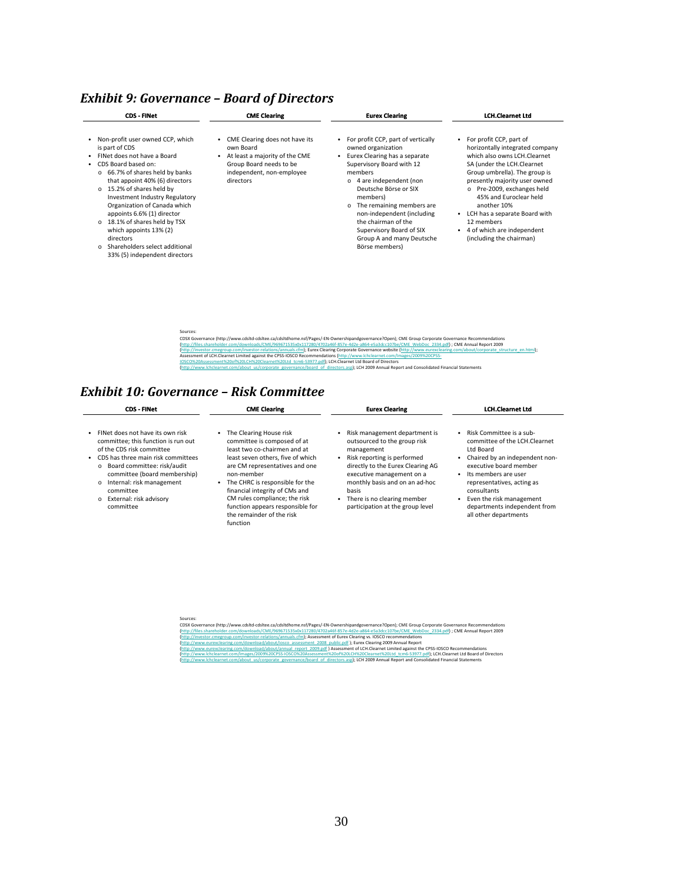# *Exhibit 9: Governance – Board of Directors*

| CDS - FINet | CME Clearing | Eurex Clearing | LCH.Clearnet Ltd |
|---|---|---|---|
| • Non-profit user owned CCP, which is part of CDS<br>• FINet does not have a Board<br>• CDS Board based on:<br>  o 66.7% of shares held by banks that appoint 40% (6) directors<br>  o 15.2% of shares held by Investment Industry Regulatory Organization of Canada which appoints 6.6% (1) director<br>  o 18.1% of shares held by TSX which appoints 13% (2) directors<br>  o Shareholders select additional 33% (5) independent directors | • CME Clearing does not have its own Board<br>• At least a majority of the CME Group Board needs to be independent, non-employee directors | • For profit CCP, part of vertically owned organization<br>• Eurex Clearing has a separate Supervisory Board with 12 members<br>  o 4 are independent (non Deutsche Börse or SIX members)<br>  o The remaining members are non-independent (including the chairman of the Supervisory Board of SIX Group A and many Deutsche Börse members) | • For profit CCP, part of horizontally integrated company which also owns LCH.Clearnet SA (under the LCH.Clearnet Group umbrella). The group is presently majority user owned<br>  o Pre-2009, exchanges held 45% and Euroclear held another 10%<br>• LCH has a separate Board with 12 members<br>• 4 of which are independent (including the chairman) |

Sources:
CDSX Governance (http://www.cdsltd-cdsltee.ca/cdsltdhome.nsf/Pages/-EN-Ownershipandgovernance?Open); CME Group Corporate Governance Recommendations (http://files.shareholder.com/downloads/CME/969671535x0x117280/4702a46f-857e-4d2e-a864-e5a3dcc107be/CME_WebDoc_2334.pdf) ; CME Annual Report 2009 (http://investor.cmegroup.com/investor-relations/annuals.cfm); Eurex Clearing Corporate Governance website (http://www.eurexclearing.com/about/corporate_structure_en.html); Assessment of LCH.Clearnet Limited against the CPSS-IOSCO Recommendations (http://www.lchclearnet.com/Images/2009%20CPSS-IOSCO%20Assessment%20of%20LCH%20Clearnet%20Ltd_tcm6-53977.pdf); LCH.Clearnet Ltd Board of Directors (http://www.lchclearnet.com/about_us/corporate_governance/board_of_directors.asp); LCH 2009 Annual Report and Consolidated Financial Statements

# *Exhibit 10: Governance – Risk Committee*

| CDS - FINet | CME Clearing | Eurex Clearing | LCH.Clearnet Ltd |
|---|---|---|---|
| • FINet does not have its own risk committee; this function is run out of the CDS risk committee<br>• CDS has three main risk committees<br>  o Board committee: risk/audit committee (board membership)<br>  o Internal: risk management committee<br>  o External: risk advisory committee | • The Clearing House risk committee is composed of at least two co-chairmen and at least seven others, five of which are CM representatives and one non-member<br>• The CHRC is responsible for the financial integrity of CMs and CM rules compliance; the risk function appears responsible for the remainder of the risk function | • Risk management department is outsourced to the group risk management<br>• Risk reporting is performed directly to the Eurex Clearing AG executive management on a monthly basis and on an ad-hoc basis<br>• There is no clearing member participation at the group level | • Risk Committee is a sub-committee of the LCH.Clearnet Ltd Board<br>• Chaired by an independent non-executive board member<br>• Its members are user representatives, acting as consultants<br>• Even the risk management departments independent from all other departments |

Sources:
CDSX Governance (http://www.cdsltd-cdsltee.ca/cdsltdhome.nsf/Pages/-EN-Ownershipandgovernance?Open); CME Group Corporate Governance Recommendations (http://files.shareholder.com/downloads/CME/969671535x0x117280/4702a46f-857e-4d2e-a864-e5a3dcc107be/CME_WebDoc_2334.pdf) ; CME Annual Report 2009 (http://investor.cmegroup.com/investor-relations/annuals.cfm); Assessment of Eurex Clearing vs. IOSCO recommendations (http://www.eurexclearing.com/download/about/iosco_assessment_2008_public.pdf ); Eurex Clearing 2009 Annual Report (http://www.eurexclearing.com/download/about/annual_report_2009.pdf ) Assessment of LCH.Clearnet Limited against the CPSS-IOSCO Recommendations (http://www.lchclearnet.com/Images/2009%20CPSS-IOSCO%20Assessment%20of%20LCH%20Clearnet%20Ltd_tcm6-53977.pdf); LCH.Clearnet Ltd Board of Directors (http://www.lchclearnet.com/about_us/corporate_governance/board_of_directors.asp); LCH 2009 Annual Report and Consolidated Financial Statements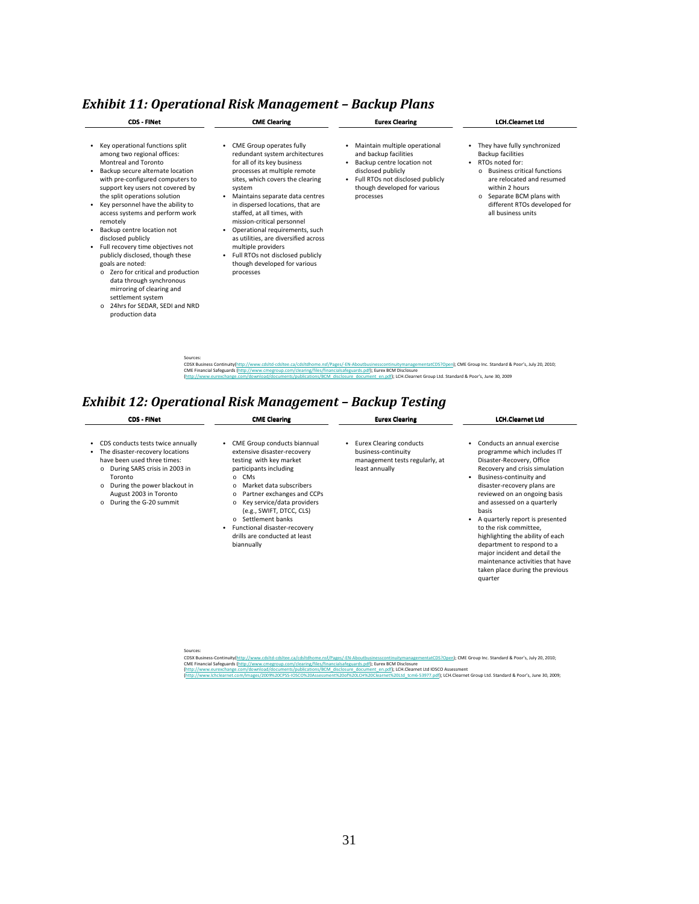## *Exhibit 11: Operational Risk Management – Backup Plans*

| CDS - FINet | CME Clearing | Eurex Clearing | LCH.Clearnet Ltd |
|---|---|---|---|
| • Key operational functions split among two regional offices: Montreal and Toronto<br>• Backup secure alternate location with pre-configured computers to support key users not covered by the split operations solution<br>• Key personnel have the ability to access systems and perform work remotely<br>• Backup centre location not disclosed publicly<br>• Full recovery time objectives not publicly disclosed, though these goals are noted:<br>o Zero for critical and production data through synchronous mirroring of clearing and settlement system<br>o 24hrs for SEDAR, SEDI and NRD production data | • CME Group operates fully redundant system architectures for all of its key business processes at multiple remote sites, which covers the clearing system<br>• Maintains separate data centres in dispersed locations, that are staffed, at all times, with mission-critical personnel<br>• Operational requirements, such as utilities, are diversified across multiple providers<br>• Full RTOs not disclosed publicly though developed for various processes | • Maintain multiple operational and backup facilities<br>• Backup centre location not disclosed publicly<br>• Full RTOs not disclosed publicly though developed for various processes | • They have fully synchronized Backup facilities<br>• RTOs noted for:<br>o Business critical functions are relocated and resumed within 2 hours<br>o Separate BCM plans with different RTOs developed for all business units |

Sources:
CDSX Business Continuity(http://www.cdsltd-cdsltee.ca/cdsltdhome.nsf/Pages/-EN-AboutbusinesscontinuitymanagementatCDS?Open); CME Group Inc. Standard & Poor's, July 20, 2010;
CME Financial Safeguards (http://www.cmegroup.com/clearing/files/financialsafeguards.pdf); Eurex BCM Disclosure
(http://www.eurexchange.com/download/documents/publications/BCM_disclosure_document_en.pdf); LCH.Clearnet Group Ltd. Standard & Poor's, June 30, 2009

## *Exhibit 12: Operational Risk Management – Backup Testing*

| CDS - FINet | CME Clearing | Eurex Clearing | LCH.Clearnet Ltd |
|---|---|---|---|
| • CDS conducts tests twice annually<br>• The disaster-recovery locations have been used three times:<br>o During SARS crisis in 2003 in Toronto<br>o During the power blackout in August 2003 in Toronto<br>o During the G-20 summit | • CME Group conducts biannual extensive disaster-recovery testing with key market participants including<br>o CMs<br>o Market data subscribers<br>o Partner exchanges and CCPs<br>o Key service/data providers (e.g., SWIFT, DTCC, CLS)<br>o Settlement banks<br>• Functional disaster-recovery drills are conducted at least biannually | • Eurex Clearing conducts business-continuity management tests regularly, at least annually | • Conducts an annual exercise programme which includes IT Disaster-Recovery, Office Recovery and crisis simulation<br>• Business-continuity and disaster-recovery plans are reviewed on an ongoing basis and assessed on a quarterly basis<br>• A quarterly report is presented to the risk committee, highlighting the ability of each department to respond to a major incident and detail the maintenance activities that have taken place during the previous quarter |

Sources:
CDSX Business-Continuity(http://www.cdsltd-cdsltee.ca/cdsltdhome.nsf/Pages/-EN-AboutbusinesscontinuitymanagementatCDS?Open); CME Group Inc. Standard & Poor's, July 20, 2010;
CME Financial Safeguards (http://www.cmegroup.com/clearing/files/financialsafeguards.pdf); Eurex BCM Disclosure
(http://www.eurexchange.com/download/documents/publications/BCM_disclosure_document_en.pdf); LCH.Clearnet Ltd IOSCO Assessment
(http://www.lchclearnet.com/Images/2009%20CPSS-IOSCO%20Assessment%20of%20LCH%20Clearnet%20Ltd_tcm6-53977.pdf); LCH.Clearnet Group Ltd. Standard & Poor's, June 30, 2009;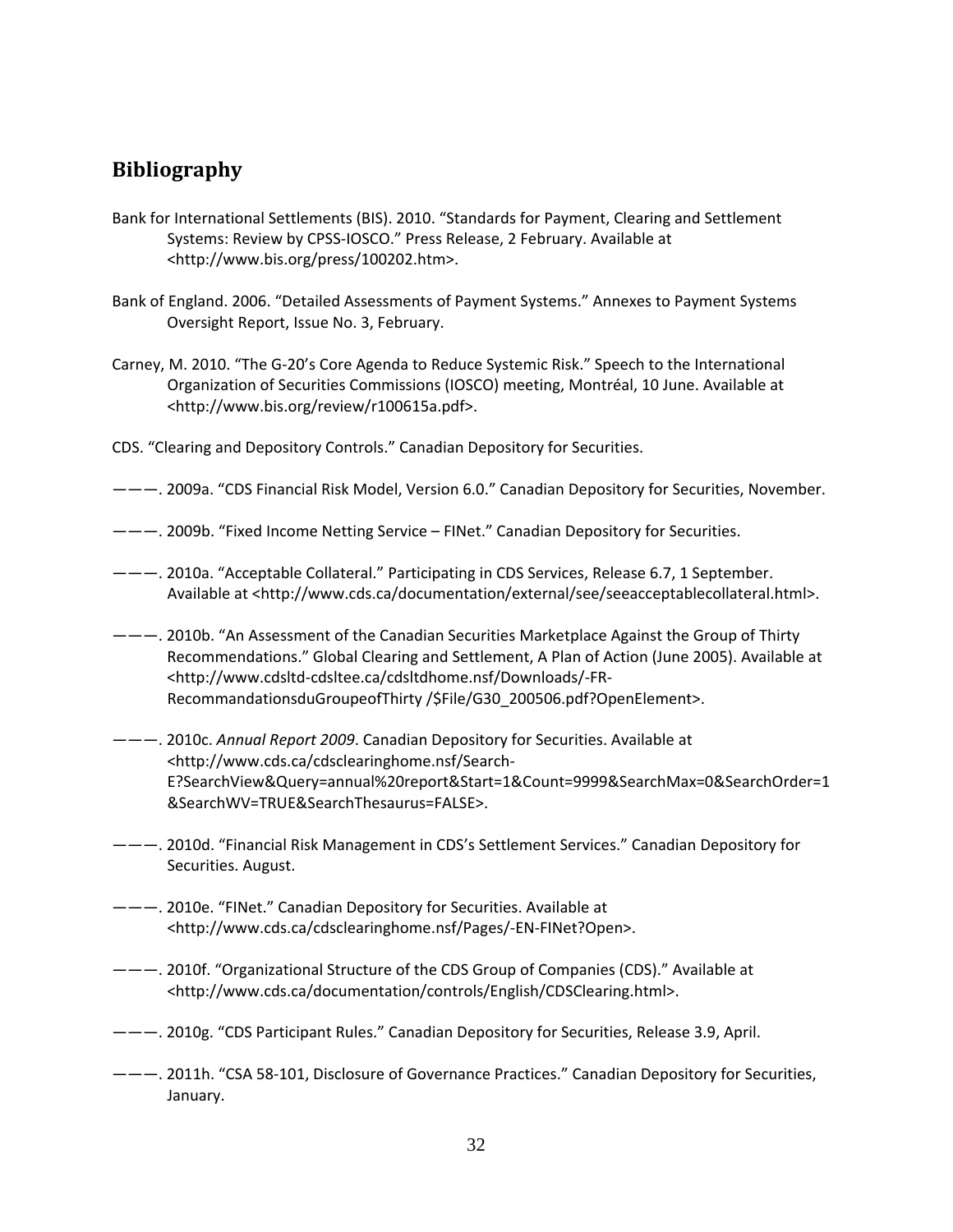## Bibliography

Bank for International Settlements (BIS). 2010. "Standards for Payment, Clearing and Settlement Systems: Review by CPSS-IOSCO." Press Release, 2 February. Available at <http://www.bis.org/press/100202.htm>.

Bank of England. 2006. "Detailed Assessments of Payment Systems." Annexes to Payment Systems Oversight Report, Issue No. 3, February.

Carney, M. 2010. "The G-20's Core Agenda to Reduce Systemic Risk." Speech to the International Organization of Securities Commissions (IOSCO) meeting, Montréal, 10 June. Available at <http://www.bis.org/review/r100615a.pdf>.

CDS. "Clearing and Depository Controls." Canadian Depository for Securities.

———. 2009a. "CDS Financial Risk Model, Version 6.0." Canadian Depository for Securities, November.

———. 2009b. "Fixed Income Netting Service – FINet." Canadian Depository for Securities.

———. 2010a. "Acceptable Collateral." Participating in CDS Services, Release 6.7, 1 September. Available at <http://www.cds.ca/documentation/external/see/seeacceptablecollateral.html>.

———. 2010b. "An Assessment of the Canadian Securities Marketplace Against the Group of Thirty Recommendations." Global Clearing and Settlement, A Plan of Action (June 2005). Available at <http://www.cdsltd-cdsltee.ca/cdsltdhome.nsf/Downloads/-FR-RecommandationsduGroupeofThirty /$File/G30_200506.pdf?OpenElement>.

———. 2010c. *Annual Report 2009*. Canadian Depository for Securities. Available at <http://www.cds.ca/cdsclearinghome.nsf/Search-E?SearchView&Query=annual%20report&Start=1&Count=9999&SearchMax=0&SearchOrder=1&SearchWV=TRUE&SearchThesaurus=FALSE>.

———. 2010d. "Financial Risk Management in CDS's Settlement Services." Canadian Depository for Securities. August.

———. 2010e. "FINet." Canadian Depository for Securities. Available at <http://www.cds.ca/cdsclearinghome.nsf/Pages/-EN-FINet?Open>.

———. 2010f. "Organizational Structure of the CDS Group of Companies (CDS)." Available at <http://www.cds.ca/documentation/controls/English/CDSClearing.html>.

———. 2010g. "CDS Participant Rules." Canadian Depository for Securities, Release 3.9, April.

———. 2011h. "CSA 58-101, Disclosure of Governance Practices." Canadian Depository for Securities, January.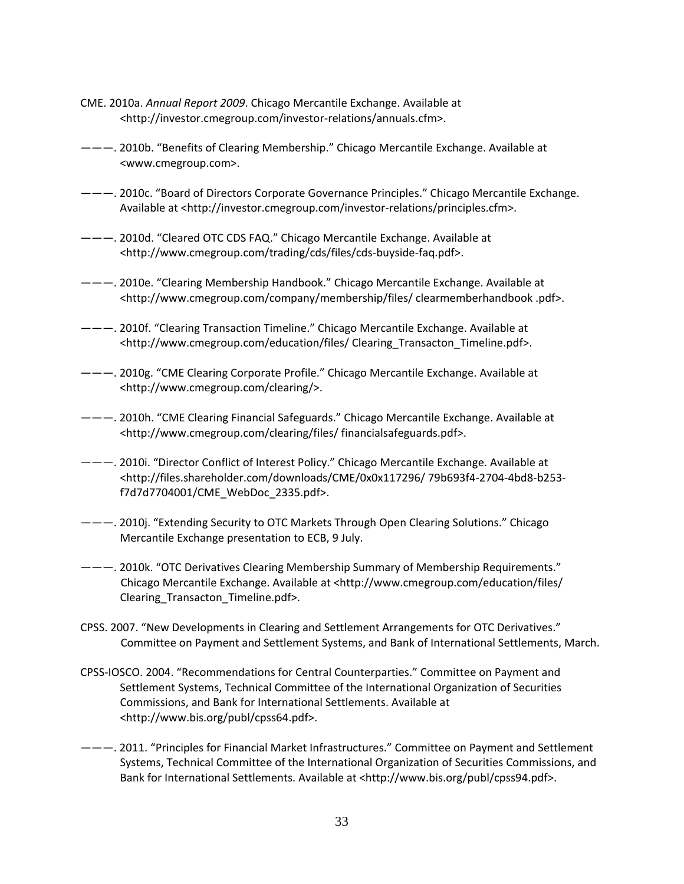CME. 2010a. *Annual Report 2009*. Chicago Mercantile Exchange. Available at <http://investor.cmegroup.com/investor-relations/annuals.cfm>.

———. 2010b. "Benefits of Clearing Membership." Chicago Mercantile Exchange. Available at <www.cmegroup.com>.

———. 2010c. "Board of Directors Corporate Governance Principles." Chicago Mercantile Exchange. Available at <http://investor.cmegroup.com/investor-relations/principles.cfm>.

———. 2010d. "Cleared OTC CDS FAQ." Chicago Mercantile Exchange. Available at <http://www.cmegroup.com/trading/cds/files/cds-buyside-faq.pdf>.

———. 2010e. "Clearing Membership Handbook." Chicago Mercantile Exchange. Available at <http://www.cmegroup.com/company/membership/files/ clearmemberhandbook .pdf>.

———. 2010f. "Clearing Transaction Timeline." Chicago Mercantile Exchange. Available at <http://www.cmegroup.com/education/files/ Clearing_Transacton_Timeline.pdf>.

———. 2010g. "CME Clearing Corporate Profile." Chicago Mercantile Exchange. Available at <http://www.cmegroup.com/clearing/>.

———. 2010h. "CME Clearing Financial Safeguards." Chicago Mercantile Exchange. Available at <http://www.cmegroup.com/clearing/files/ financialsafeguards.pdf>.

———. 2010i. "Director Conflict of Interest Policy." Chicago Mercantile Exchange. Available at <http://files.shareholder.com/downloads/CME/0x0x117296/ 79b693f4-2704-4bd8-b253-f7d7d7704001/CME_WebDoc_2335.pdf>.

———. 2010j. "Extending Security to OTC Markets Through Open Clearing Solutions." Chicago Mercantile Exchange presentation to ECB, 9 July.

———. 2010k. "OTC Derivatives Clearing Membership Summary of Membership Requirements." Chicago Mercantile Exchange. Available at <http://www.cmegroup.com/education/files/ Clearing_Transacton_Timeline.pdf>.

CPSS. 2007. "New Developments in Clearing and Settlement Arrangements for OTC Derivatives." Committee on Payment and Settlement Systems, and Bank of International Settlements, March.

CPSS-IOSCO. 2004. "Recommendations for Central Counterparties." Committee on Payment and Settlement Systems, Technical Committee of the International Organization of Securities Commissions, and Bank for International Settlements. Available at <http://www.bis.org/publ/cpss64.pdf>.

———. 2011. "Principles for Financial Market Infrastructures." Committee on Payment and Settlement Systems, Technical Committee of the International Organization of Securities Commissions, and Bank for International Settlements. Available at <http://www.bis.org/publ/cpss94.pdf>.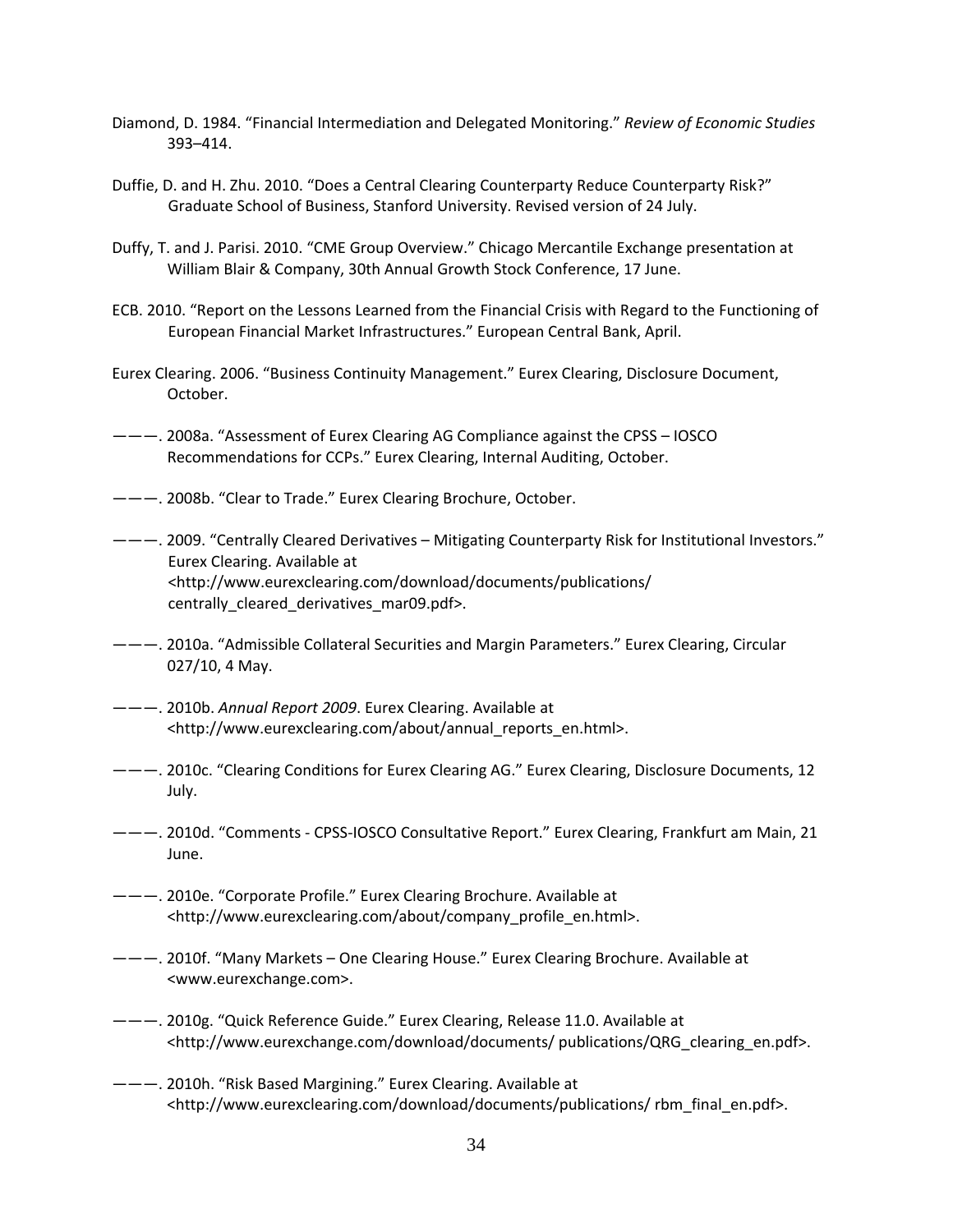Diamond, D. 1984. "Financial Intermediation and Delegated Monitoring." *Review of Economic Studies* 393–414.

Duffie, D. and H. Zhu. 2010. "Does a Central Clearing Counterparty Reduce Counterparty Risk?" Graduate School of Business, Stanford University. Revised version of 24 July.

Duffy, T. and J. Parisi. 2010. "CME Group Overview." Chicago Mercantile Exchange presentation at William Blair & Company, 30th Annual Growth Stock Conference, 17 June.

ECB. 2010. "Report on the Lessons Learned from the Financial Crisis with Regard to the Functioning of European Financial Market Infrastructures." European Central Bank, April.

Eurex Clearing. 2006. "Business Continuity Management." Eurex Clearing, Disclosure Document, October.

———. 2008a. "Assessment of Eurex Clearing AG Compliance against the CPSS – IOSCO Recommendations for CCPs." Eurex Clearing, Internal Auditing, October.

———. 2008b. "Clear to Trade." Eurex Clearing Brochure, October.

———. 2009. "Centrally Cleared Derivatives – Mitigating Counterparty Risk for Institutional Investors." Eurex Clearing. Available at <http://www.eurexclearing.com/download/documents/publications/centrally_cleared_derivatives_mar09.pdf>.

———. 2010a. "Admissible Collateral Securities and Margin Parameters." Eurex Clearing, Circular 027/10, 4 May.

———. 2010b. *Annual Report 2009*. Eurex Clearing. Available at <http://www.eurexclearing.com/about/annual_reports_en.html>.

———. 2010c. "Clearing Conditions for Eurex Clearing AG." Eurex Clearing, Disclosure Documents, 12 July.

———. 2010d. "Comments - CPSS-IOSCO Consultative Report." Eurex Clearing, Frankfurt am Main, 21 June.

———. 2010e. "Corporate Profile." Eurex Clearing Brochure. Available at <http://www.eurexclearing.com/about/company_profile_en.html>.

———. 2010f. "Many Markets – One Clearing House." Eurex Clearing Brochure. Available at <www.eurexchange.com>.

———. 2010g. "Quick Reference Guide." Eurex Clearing, Release 11.0. Available at <http://www.eurexchange.com/download/documents/ publications/QRG_clearing_en.pdf>.

———. 2010h. "Risk Based Margining." Eurex Clearing. Available at <http://www.eurexclearing.com/download/documents/publications/ rbm_final_en.pdf>.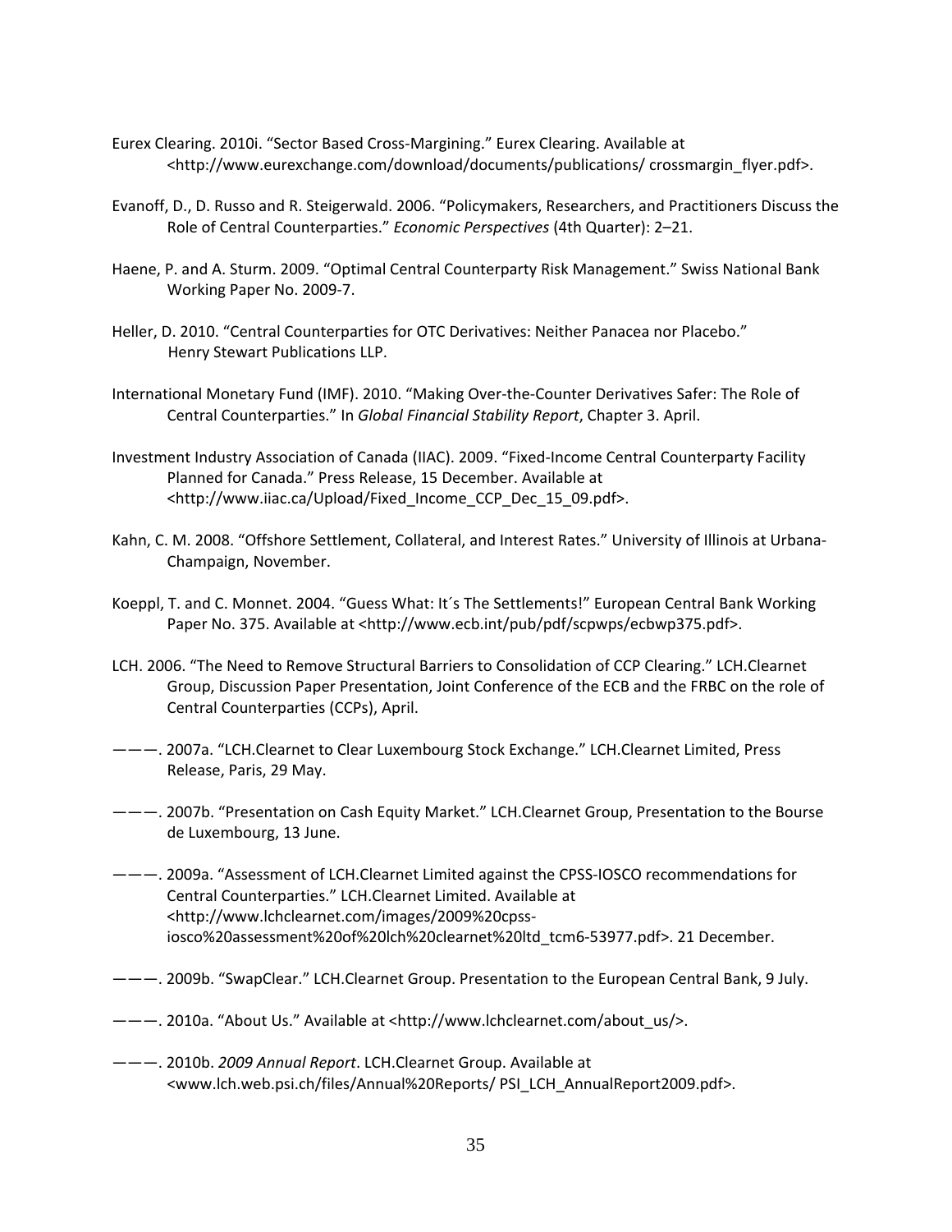Eurex Clearing. 2010i. "Sector Based Cross-Margining." Eurex Clearing. Available at <http://www.eurexchange.com/download/documents/publications/ crossmargin_flyer.pdf>.

Evanoff, D., D. Russo and R. Steigerwald. 2006. "Policymakers, Researchers, and Practitioners Discuss the Role of Central Counterparties." *Economic Perspectives* (4th Quarter): 2–21.

Haene, P. and A. Sturm. 2009. "Optimal Central Counterparty Risk Management." Swiss National Bank Working Paper No. 2009-7.

Heller, D. 2010. "Central Counterparties for OTC Derivatives: Neither Panacea nor Placebo." Henry Stewart Publications LLP.

International Monetary Fund (IMF). 2010. "Making Over-the-Counter Derivatives Safer: The Role of Central Counterparties." In *Global Financial Stability Report*, Chapter 3. April.

Investment Industry Association of Canada (IIAC). 2009. "Fixed-Income Central Counterparty Facility Planned for Canada." Press Release, 15 December. Available at <http://www.iiac.ca/Upload/Fixed_Income_CCP_Dec_15_09.pdf>.

Kahn, C. M. 2008. "Offshore Settlement, Collateral, and Interest Rates." University of Illinois at Urbana-Champaign, November.

Koeppl, T. and C. Monnet. 2004. "Guess What: It´s The Settlements!" European Central Bank Working Paper No. 375. Available at <http://www.ecb.int/pub/pdf/scpwps/ecbwp375.pdf>.

LCH. 2006. "The Need to Remove Structural Barriers to Consolidation of CCP Clearing." LCH.Clearnet Group, Discussion Paper Presentation, Joint Conference of the ECB and the FRBC on the role of Central Counterparties (CCPs), April.

———. 2007a. "LCH.Clearnet to Clear Luxembourg Stock Exchange." LCH.Clearnet Limited, Press Release, Paris, 29 May.

———. 2007b. "Presentation on Cash Equity Market." LCH.Clearnet Group, Presentation to the Bourse de Luxembourg, 13 June.

———. 2009a. "Assessment of LCH.Clearnet Limited against the CPSS-IOSCO recommendations for Central Counterparties." LCH.Clearnet Limited. Available at <http://www.lchclearnet.com/images/2009%20cpss-iosco%20assessment%20of%20lch%20clearnet%20ltd_tcm6-53977.pdf>. 21 December.

———. 2009b. "SwapClear." LCH.Clearnet Group. Presentation to the European Central Bank, 9 July.

———. 2010a. "About Us." Available at <http://www.lchclearnet.com/about_us/>.

———. 2010b. *2009 Annual Report*. LCH.Clearnet Group. Available at <www.lch.web.psi.ch/files/Annual%20Reports/ PSI_LCH_AnnualReport2009.pdf>.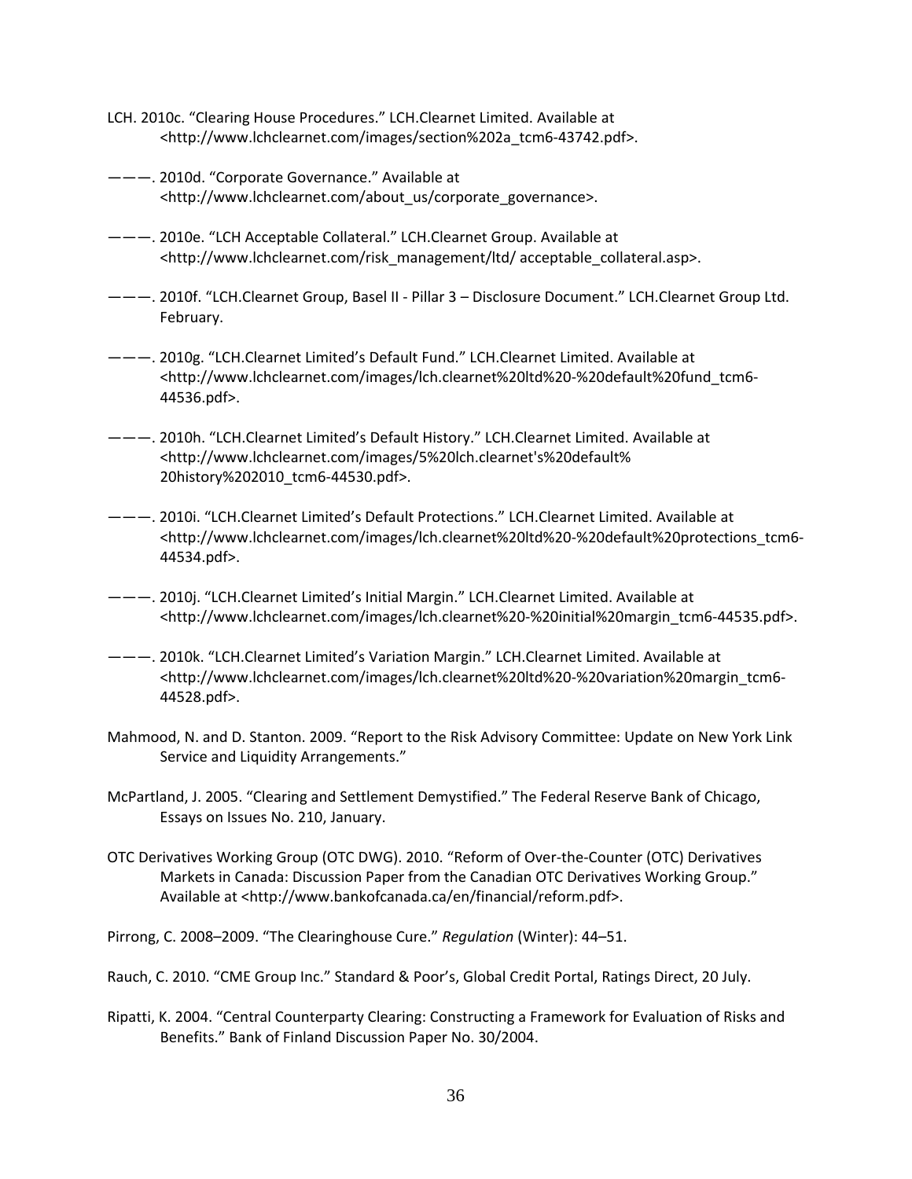LCH. 2010c. “Clearing House Procedures.” LCH.Clearnet Limited. Available at <http://www.lchclearnet.com/images/section%202a_tcm6-43742.pdf>.

———. 2010d. “Corporate Governance.” Available at <http://www.lchclearnet.com/about_us/corporate_governance>.

———. 2010e. “LCH Acceptable Collateral.” LCH.Clearnet Group. Available at <http://www.lchclearnet.com/risk_management/ltd/ acceptable_collateral.asp>.

———. 2010f. “LCH.Clearnet Group, Basel II - Pillar 3 – Disclosure Document.” LCH.Clearnet Group Ltd. February.

———. 2010g. “LCH.Clearnet Limited’s Default Fund.” LCH.Clearnet Limited. Available at <http://www.lchclearnet.com/images/lch.clearnet%20ltd%20-%20default%20fund_tcm6-44536.pdf>.

———. 2010h. “LCH.Clearnet Limited’s Default History.” LCH.Clearnet Limited. Available at <http://www.lchclearnet.com/images/5%20lch.clearnet's%20default%20history%202010_tcm6-44530.pdf>.

———. 2010i. “LCH.Clearnet Limited’s Default Protections.” LCH.Clearnet Limited. Available at <http://www.lchclearnet.com/images/lch.clearnet%20ltd%20-%20default%20protections_tcm6-44534.pdf>.

———. 2010j. “LCH.Clearnet Limited’s Initial Margin.” LCH.Clearnet Limited. Available at <http://www.lchclearnet.com/images/lch.clearnet%20-%20initial%20margin_tcm6-44535.pdf>.

———. 2010k. “LCH.Clearnet Limited’s Variation Margin.” LCH.Clearnet Limited. Available at <http://www.lchclearnet.com/images/lch.clearnet%20ltd%20-%20variation%20margin_tcm6-44528.pdf>.

Mahmood, N. and D. Stanton. 2009. “Report to the Risk Advisory Committee: Update on New York Link Service and Liquidity Arrangements.”

McPartland, J. 2005. “Clearing and Settlement Demystified.” The Federal Reserve Bank of Chicago, Essays on Issues No. 210, January.

OTC Derivatives Working Group (OTC DWG). 2010. “Reform of Over-the-Counter (OTC) Derivatives Markets in Canada: Discussion Paper from the Canadian OTC Derivatives Working Group.” Available at <http://www.bankofcanada.ca/en/financial/reform.pdf>.

Pirrong, C. 2008–2009. “The Clearinghouse Cure.” *Regulation* (Winter): 44–51.

Rauch, C. 2010. “CME Group Inc.” Standard & Poor’s, Global Credit Portal, Ratings Direct, 20 July.

Ripatti, K. 2004. “Central Counterparty Clearing: Constructing a Framework for Evaluation of Risks and Benefits.” Bank of Finland Discussion Paper No. 30/2004.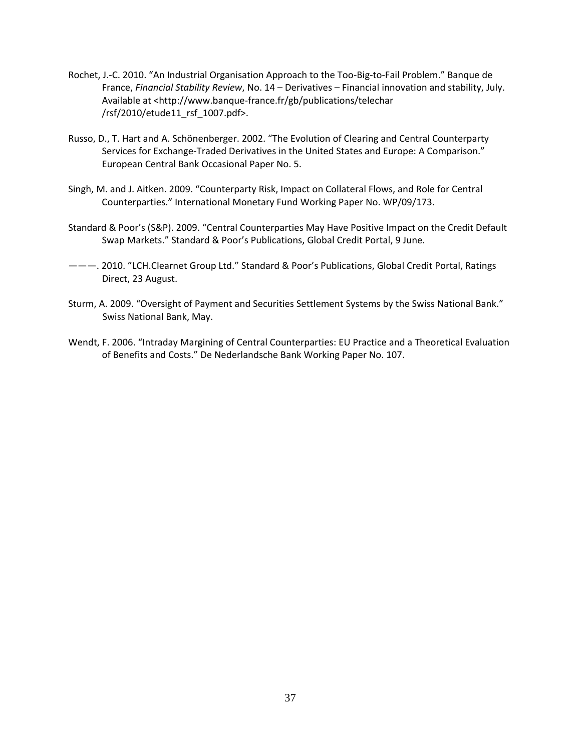Rochet, J.-C. 2010. "An Industrial Organisation Approach to the Too-Big-to-Fail Problem." Banque de France, *Financial Stability Review*, No. 14 – Derivatives – Financial innovation and stability, July. Available at <http://www.banque-france.fr/gb/publications/telechar/rsf/2010/etude11_rsf_1007.pdf>.

Russo, D., T. Hart and A. Schönenberger. 2002. "The Evolution of Clearing and Central Counterparty Services for Exchange-Traded Derivatives in the United States and Europe: A Comparison." European Central Bank Occasional Paper No. 5.

Singh, M. and J. Aitken. 2009. "Counterparty Risk, Impact on Collateral Flows, and Role for Central Counterparties." International Monetary Fund Working Paper No. WP/09/173.

Standard & Poor's (S&P). 2009. "Central Counterparties May Have Positive Impact on the Credit Default Swap Markets." Standard & Poor's Publications, Global Credit Portal, 9 June.

———. 2010. "LCH.Clearnet Group Ltd." Standard & Poor's Publications, Global Credit Portal, Ratings Direct, 23 August.

Sturm, A. 2009. "Oversight of Payment and Securities Settlement Systems by the Swiss National Bank." Swiss National Bank, May.

Wendt, F. 2006. "Intraday Margining of Central Counterparties: EU Practice and a Theoretical Evaluation of Benefits and Costs." De Nederlandsche Bank Working Paper No. 107.